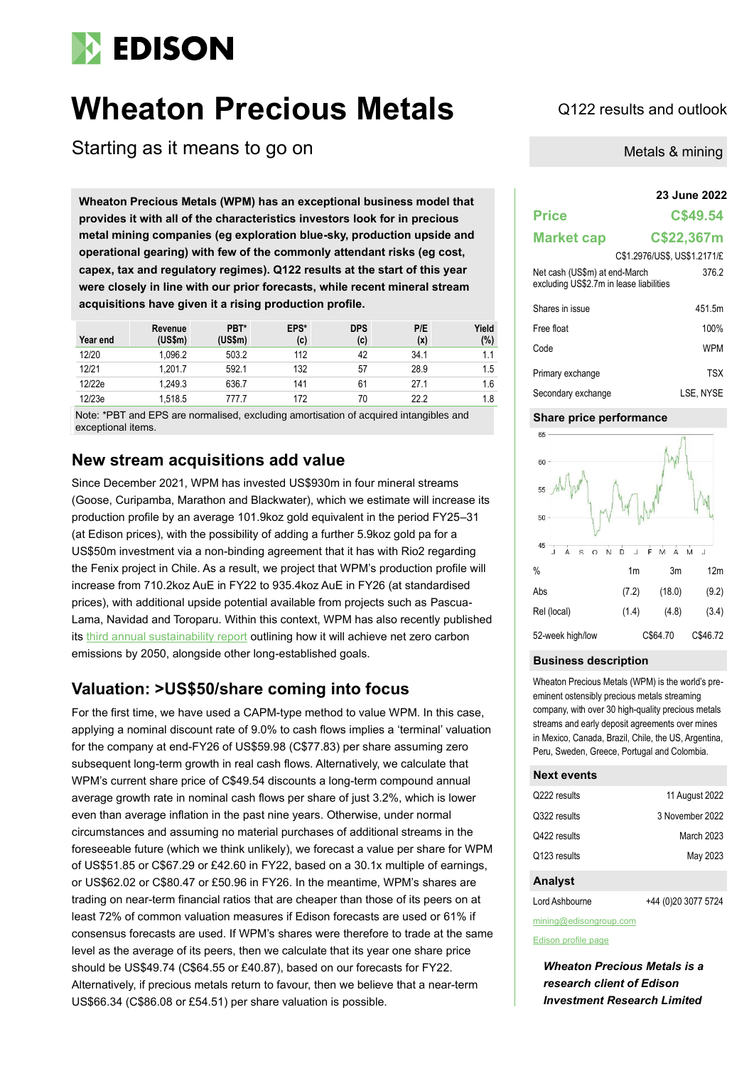# Wheaton Precious Metals

## Starting as it means to go on

Q122 results and outlook

Metals & mining

**Wheaton Precious Metals (WPM) has an exceptional business model that provides it with all of the characteristics investors look for in precious metal mining companies (eg exploration blue-sky, production upside and operational gearing) with few of the commonly attendant risks (eg cost, capex, tax and regulatory regimes). Q122 results at the start of this year were closely in line with our prior forecasts, while recent mineral stream acquisitions have given it a rising production profile.**

| Year end | Revenue (US$m) | PBT* (US$m) | EPS* (c) | DPS (c) | P/E (x) | Yield (%) |
|---|---|---|---|---|---|---|
| 12/20 | 1,096.2 | 503.2 | 112 | 42 | 34.1 | 1.1 |
| 12/21 | 1,201.7 | 592.1 | 132 | 57 | 28.9 | 1.5 |
| 12/22e | 1,249.3 | 636.7 | 141 | 61 | 27.1 | 1.6 |
| 12/23e | 1,518.5 | 777.7 | 172 | 70 | 22.2 | 1.8 |

Note: *PBT and EPS are normalised, excluding amortisation of acquired intangibles and exceptional items.

## New stream acquisitions add value

Since December 2021, WPM has invested US$930m in four mineral streams (Goose, Curipamba, Marathon and Blackwater), which we estimate will increase its production profile by an average 101.9koz gold equivalent in the period FY25–31 (at Edison prices), with the possibility of adding a further 5.9koz gold pa for a US$50m investment via a non-binding agreement that it has with Rio2 regarding the Fenix project in Chile. As a result, we project that WPM's production profile will increase from 710.2koz AuE in FY22 to 935.4koz AuE in FY26 (at standardised prices), with additional upside potential available from projects such as Pascua-Lama, Navidad and Toroparu. Within this context, WPM has also recently published its third annual sustainability report outlining how it will achieve net zero carbon emissions by 2050, alongside other long-established goals.

## Valuation: >US$50/share coming into focus

For the first time, we have used a CAPM-type method to value WPM. In this case, applying a nominal discount rate of 9.0% to cash flows implies a 'terminal' valuation for the company at end-FY26 of US$59.98 (C$77.83) per share assuming zero subsequent long-term growth in real cash flows. Alternatively, we calculate that WPM's current share price of C$49.54 discounts a long-term compound annual average growth rate in nominal cash flows per share of just 3.2%, which is lower even than average inflation in the past nine years. Otherwise, under normal circumstances and assuming no material purchases of additional streams in the foreseeable future (which we think unlikely), we forecast a value per share for WPM of US$51.85 or C$67.29 or £42.60 in FY22, based on a 30.1x multiple of earnings, or US$62.02 or C$80.47 or £50.96 in FY26. In the meantime, WPM's shares are trading on near-term financial ratios that are cheaper than those of its peers on at least 72% of common valuation measures if Edison forecasts are used or 61% if consensus forecasts are used. If WPM's shares were therefore to trade at the same level as the average of its peers, then we calculate that its year one share price should be US$49.74 (C$64.55 or £40.87), based on our forecasts for FY22. Alternatively, if precious metals return to favour, then we believe that a near-term US$66.34 (C$86.08 or £54.51) per share valuation is possible.

**23 June 2022**

| | |
|---|---|
| **Price** | **C$49.54** |
| **Market cap** | **C$22,367m** |

C$1.2976/US$, US$1.2171/£

| | |
|---|---|
| Net cash (US$m) at end-March excluding US$2.7m in lease liabilities | 376.2 |
| Shares in issue | 451.5m |
| Free float | 100% |
| Code | WPM |
| Primary exchange | TSX |
| Secondary exchange | LSE, NYSE |

### Share price performance

| % | 1m | 3m | 12m |
|---|---|---|---|
| Abs | (7.2) | (18.0) | (9.2) |
| Rel (local) | (1.4) | (4.8) | (3.4) |
| 52-week high/low | | C$64.70 | C$46.72 |

### Business description

Wheaton Precious Metals (WPM) is the world's pre-eminent ostensibly precious metals streaming company, with over 30 high-quality precious metals streams and early deposit agreements over mines in Mexico, Canada, Brazil, Chile, the US, Argentina, Peru, Sweden, Greece, Portugal and Colombia.

### Next events

| | |
|---|---|
| Q222 results | 11 August 2022 |
| Q322 results | 3 November 2022 |
| Q422 results | March 2023 |
| Q123 results | May 2023 |

### Analyst

Lord Ashbourne +44 (0)20 3077 5724

mining@edisongroup.com

Edison profile page

***Wheaton Precious Metals is a research client of Edison Investment Research Limited***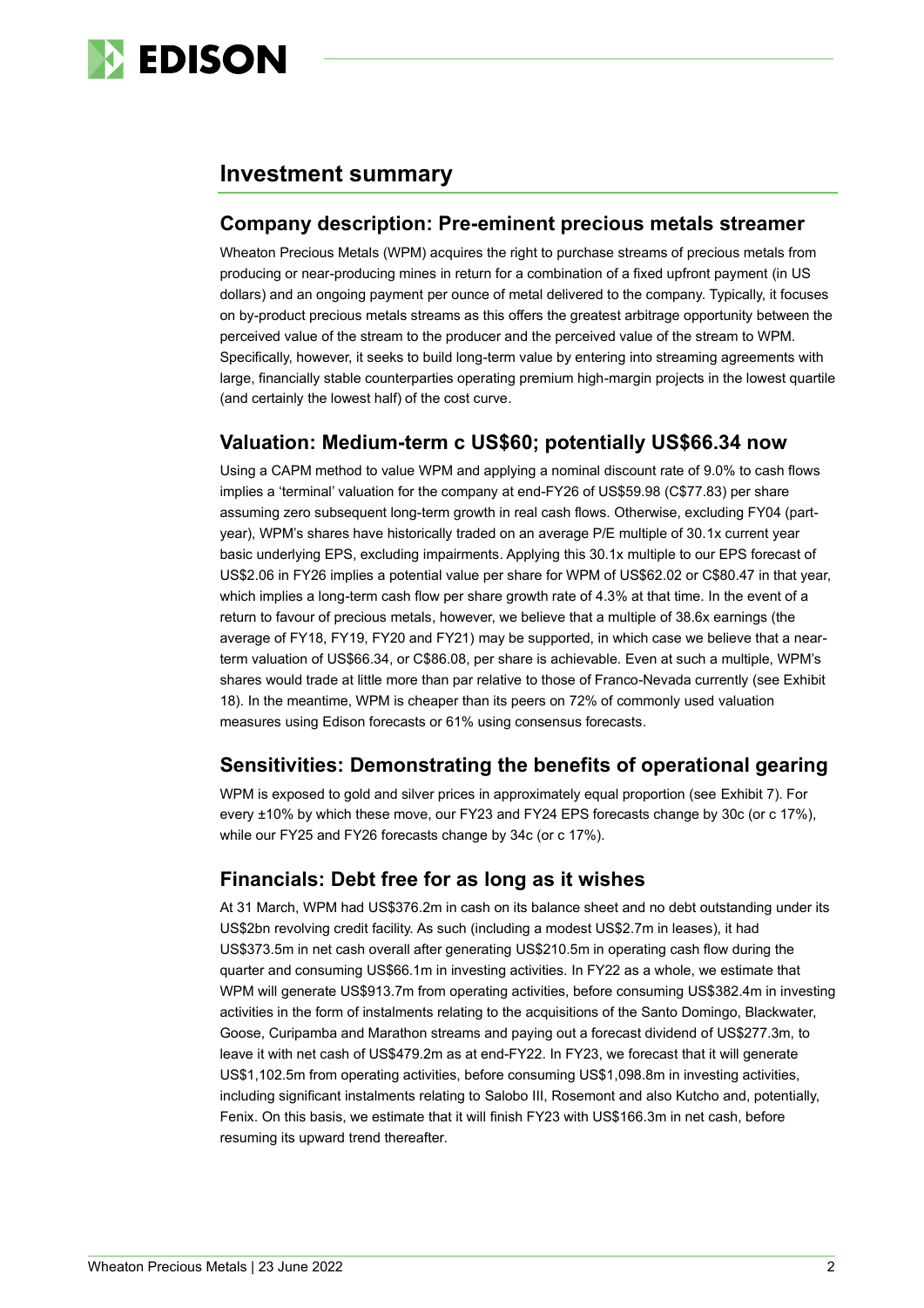# Investment summary

## Company description: Pre-eminent precious metals streamer

Wheaton Precious Metals (WPM) acquires the right to purchase streams of precious metals from producing or near-producing mines in return for a combination of a fixed upfront payment (in US dollars) and an ongoing payment per ounce of metal delivered to the company. Typically, it focuses on by-product precious metals streams as this offers the greatest arbitrage opportunity between the perceived value of the stream to the producer and the perceived value of the stream to WPM. Specifically, however, it seeks to build long-term value by entering into streaming agreements with large, financially stable counterparties operating premium high-margin projects in the lowest quartile (and certainly the lowest half) of the cost curve.

## Valuation: Medium-term c US$60; potentially US$66.34 now

Using a CAPM method to value WPM and applying a nominal discount rate of 9.0% to cash flows implies a 'terminal' valuation for the company at end-FY26 of US$59.98 (C$77.83) per share assuming zero subsequent long-term growth in real cash flows. Otherwise, excluding FY04 (part-year), WPM's shares have historically traded on an average P/E multiple of 30.1x current year basic underlying EPS, excluding impairments. Applying this 30.1x multiple to our EPS forecast of US$2.06 in FY26 implies a potential value per share for WPM of US$62.02 or C$80.47 in that year, which implies a long-term cash flow per share growth rate of 4.3% at that time. In the event of a return to favour of precious metals, however, we believe that a multiple of 38.6x earnings (the average of FY18, FY19, FY20 and FY21) may be supported, in which case we believe that a near-term valuation of US$66.34, or C$86.08, per share is achievable. Even at such a multiple, WPM's shares would trade at little more than par relative to those of Franco-Nevada currently (see Exhibit 18). In the meantime, WPM is cheaper than its peers on 72% of commonly used valuation measures using Edison forecasts or 61% using consensus forecasts.

## Sensitivities: Demonstrating the benefits of operational gearing

WPM is exposed to gold and silver prices in approximately equal proportion (see Exhibit 7). For every ±10% by which these move, our FY23 and FY24 EPS forecasts change by 30c (or c 17%), while our FY25 and FY26 forecasts change by 34c (or c 17%).

## Financials: Debt free for as long as it wishes

At 31 March, WPM had US$376.2m in cash on its balance sheet and no debt outstanding under its US$2bn revolving credit facility. As such (including a modest US$2.7m in leases), it had US$373.5m in net cash overall after generating US$210.5m in operating cash flow during the quarter and consuming US$66.1m in investing activities. In FY22 as a whole, we estimate that WPM will generate US$913.7m from operating activities, before consuming US$382.4m in investing activities in the form of instalments relating to the acquisitions of the Santo Domingo, Blackwater, Goose, Curipamba and Marathon streams and paying out a forecast dividend of US$277.3m, to leave it with net cash of US$479.2m as at end-FY22. In FY23, we forecast that it will generate US$1,102.5m from operating activities, before consuming US$1,098.8m in investing activities, including significant instalments relating to Salobo III, Rosemont and also Kutcho and, potentially, Fenix. On this basis, we estimate that it will finish FY23 with US$166.3m in net cash, before resuming its upward trend thereafter.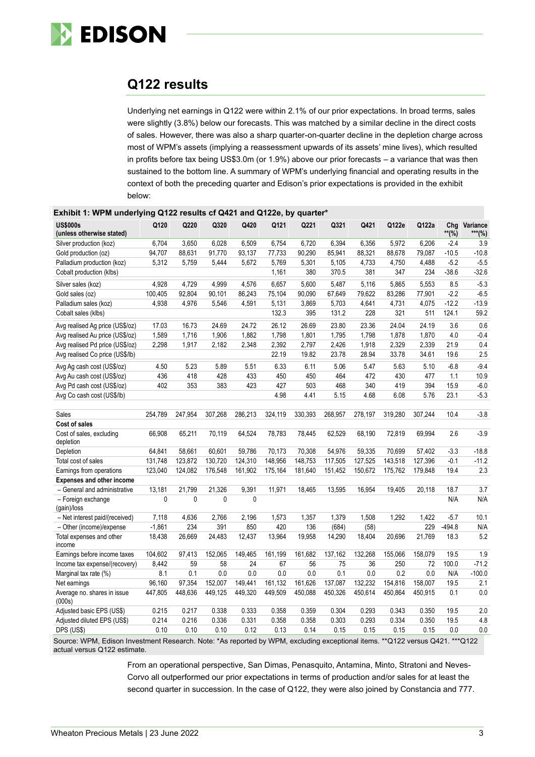## Q122 results

Underlying net earnings in Q122 were within 2.1% of our prior expectations. In broad terms, sales were slightly (3.8%) below our forecasts. This was matched by a similar decline in the direct costs of sales. However, there was also a sharp quarter-on-quarter decline in the depletion charge across most of WPM's assets (implying a reassessment upwards of its assets' mine lives), which resulted in profits before tax being US$3.0m (or 1.9%) above our prior forecasts – a variance that was then sustained to the bottom line. A summary of WPM's underlying financial and operating results in the context of both the preceding quarter and Edison's prior expectations is provided in the exhibit below:

**Exhibit 1: WPM underlying Q122 results cf Q421 and Q122e, by quarter***

| US$000s (unless otherwise stated) | Q120 | Q220 | Q320 | Q420 | Q121 | Q221 | Q321 | Q421 | Q122e | Q122a | Chg **(%) | Variance ***(%) |
|---|---|---|---|---|---|---|---|---|---|---|---|---|
| Silver production (koz) | 6,704 | 3,650 | 6,028 | 6,509 | 6,754 | 6,720 | 6,394 | 6,356 | 5,972 | 6,206 | -2.4 | 3.9 |
| Gold production (oz) | 94,707 | 88,631 | 91,770 | 93,137 | 77,733 | 90,290 | 85,941 | 88,321 | 88,678 | 79,087 | -10.5 | -10.8 |
| Palladium production (koz) | 5,312 | 5,759 | 5,444 | 5,672 | 5,769 | 5,301 | 5,105 | 4,733 | 4,750 | 4,488 | -5.2 | -5.5 |
| Cobalt production (klbs) | | | | | 1,161 | 380 | 370.5 | 381 | 347 | 234 | -38.6 | -32.6 |
| Silver sales (koz) | 4,928 | 4,729 | 4,999 | 4,576 | 6,657 | 5,600 | 5,487 | 5,116 | 5,865 | 5,553 | 8.5 | -5.3 |
| Gold sales (oz) | 100,405 | 92,804 | 90,101 | 86,243 | 75,104 | 90,090 | 67,649 | 79,622 | 83,286 | 77,901 | -2.2 | -6.5 |
| Palladium sales (koz) | 4,938 | 4,976 | 5,546 | 4,591 | 5,131 | 3,869 | 5,703 | 4,641 | 4,731 | 4,075 | -12.2 | -13.9 |
| Cobalt sales (klbs) | | | | | 132.3 | 395 | 131.2 | 228 | 321 | 511 | 124.1 | 59.2 |
| Avg realised Ag price (US$/oz) | 17.03 | 16.73 | 24.69 | 24.72 | 26.12 | 26.69 | 23.80 | 23.36 | 24.04 | 24.19 | 3.6 | 0.6 |
| Avg realised Au price (US$/oz) | 1,589 | 1,716 | 1,906 | 1,882 | 1,798 | 1,801 | 1,795 | 1,798 | 1,878 | 1,870 | 4.0 | -0.4 |
| Avg realised Pd price (US$/oz) | 2,298 | 1,917 | 2,182 | 2,348 | 2,392 | 2,797 | 2,426 | 1,918 | 2,329 | 2,339 | 21.9 | 0.4 |
| Avg realised Co price (US$/lb) | | | | | 22.19 | 19.82 | 23.78 | 28.94 | 33.78 | 34.61 | 19.6 | 2.5 |
| Avg Ag cash cost (US$/oz) | 4.50 | 5.23 | 5.89 | 5.51 | 6.33 | 6.11 | 5.06 | 5.47 | 5.63 | 5.10 | -6.8 | -9.4 |
| Avg Au cash cost (US$/oz) | 436 | 418 | 428 | 433 | 450 | 450 | 464 | 472 | 430 | 477 | 1.1 | 10.9 |
| Avg Pd cash cost (US$/oz) | 402 | 353 | 383 | 423 | 427 | 503 | 468 | 340 | 419 | 394 | 15.9 | -6.0 |
| Avg Co cash cost (US$/lb) | | | | | 4.98 | 4.41 | 5.15 | 4.68 | 6.08 | 5.76 | 23.1 | -5.3 |
| Sales | 254,789 | 247,954 | 307,268 | 286,213 | 324,119 | 330,393 | 268,957 | 278,197 | 319,280 | 307,244 | 10.4 | -3.8 |
| **Cost of sales** | | | | | | | | | | | | |
| Cost of sales, excluding depletion | 66,908 | 65,211 | 70,119 | 64,524 | 78,783 | 78,445 | 62,529 | 68,190 | 72,819 | 69,994 | 2.6 | -3.9 |
| Depletion | 64,841 | 58,661 | 60,601 | 59,786 | 70,173 | 70,308 | 54,976 | 59,335 | 70,699 | 57,402 | -3.3 | -18.8 |
| Total cost of sales | 131,748 | 123,872 | 130,720 | 124,310 | 148,956 | 148,753 | 117,505 | 127,525 | 143,518 | 127,396 | -0.1 | -11.2 |
| Earnings from operations | 123,040 | 124,082 | 176,548 | 161,902 | 175,164 | 181,640 | 151,452 | 150,672 | 175,762 | 179,848 | 19.4 | 2.3 |
| **Expenses and other income** | | | | | | | | | | | | |
| – General and administrative | 13,181 | 21,799 | 21,326 | 9,391 | 11,971 | 18,465 | 13,595 | 16,954 | 19,405 | 20,118 | 18.7 | 3.7 |
| – Foreign exchange (gain)/loss | 0 | 0 | 0 | 0 | | | | | | | N/A | N/A |
| – Net interest paid/(received) | 7,118 | 4,636 | 2,766 | 2,196 | 1,573 | 1,357 | 1,379 | 1,508 | 1,292 | 1,422 | -5.7 | 10.1 |
| – Other (income)/expense | -1,861 | 234 | 391 | 850 | 420 | 136 | (684) | (58) | | 229 | -494.8 | N/A |
| Total expenses and other income | 18,438 | 26,669 | 24,483 | 12,437 | 13,964 | 19,958 | 14,290 | 18,404 | 20,696 | 21,769 | 18.3 | 5.2 |
| Earnings before income taxes | 104,602 | 97,413 | 152,065 | 149,465 | 161,199 | 161,682 | 137,162 | 132,268 | 155,066 | 158,079 | 19.5 | 1.9 |
| Income tax expense/(recovery) | 8,442 | 59 | 58 | 24 | 67 | 56 | 75 | 36 | 250 | 72 | 100.0 | -71.2 |
| Marginal tax rate (%) | 8.1 | 0.1 | 0.0 | 0.0 | 0.0 | 0.0 | 0.1 | 0.0 | 0.2 | 0.0 | N/A | -100.0 |
| Net earnings | 96,160 | 97,354 | 152,007 | 149,441 | 161,132 | 161,626 | 137,087 | 132,232 | 154,816 | 158,007 | 19.5 | 2.1 |
| Average no. shares in issue (000s) | 447,805 | 448,636 | 449,125 | 449,320 | 449,509 | 450,088 | 450,326 | 450,614 | 450,864 | 450,915 | 0.1 | 0.0 |
| Adjusted basic EPS (US$) | 0.215 | 0.217 | 0.338 | 0.333 | 0.358 | 0.359 | 0.304 | 0.293 | 0.343 | 0.350 | 19.5 | 2.0 |
| Adjusted diluted EPS (US$) | 0.214 | 0.216 | 0.336 | 0.331 | 0.358 | 0.358 | 0.303 | 0.293 | 0.334 | 0.350 | 19.5 | 4.8 |
| DPS (US$) | 0.10 | 0.10 | 0.10 | 0.12 | 0.13 | 0.14 | 0.15 | 0.15 | 0.15 | 0.15 | 0.0 | 0.0 |

Source: WPM, Edison Investment Research. Note: *As reported by WPM, excluding exceptional items. **Q122 versus Q421. ***Q122 actual versus Q122 estimate.

From an operational perspective, San Dimas, Penasquito, Antamina, Minto, Stratoni and Neves-Corvo all outperformed our prior expectations in terms of production and/or sales for at least the second quarter in succession. In the case of Q122, they were also joined by Constancia and 777.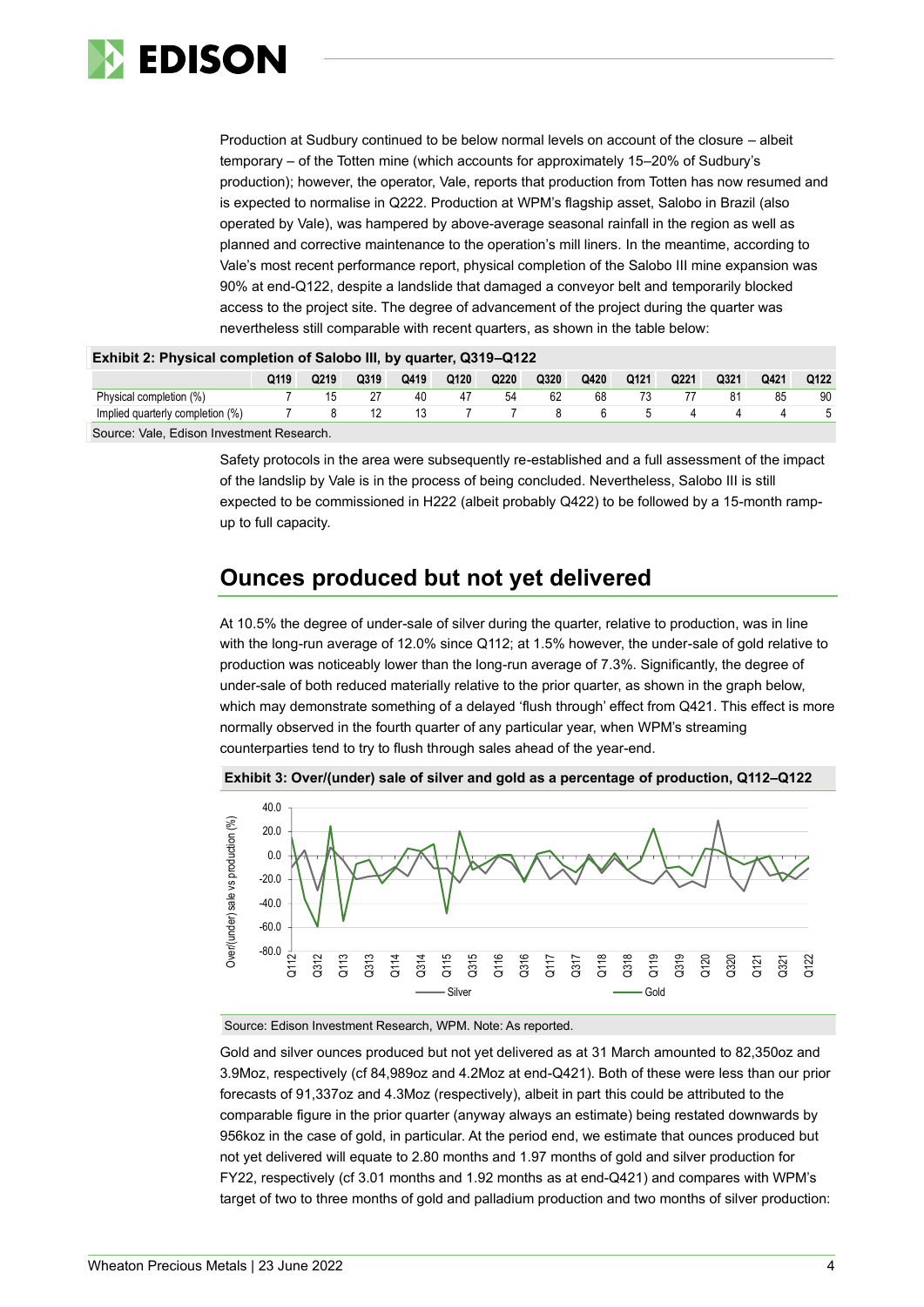Production at Sudbury continued to be below normal levels on account of the closure – albeit temporary – of the Totten mine (which accounts for approximately 15–20% of Sudbury's production); however, the operator, Vale, reports that production from Totten has now resumed and is expected to normalise in Q222. Production at WPM's flagship asset, Salobo in Brazil (also operated by Vale), was hampered by above-average seasonal rainfall in the region as well as planned and corrective maintenance to the operation's mill liners. In the meantime, according to Vale's most recent performance report, physical completion of the Salobo III mine expansion was 90% at end-Q122, despite a landslide that damaged a conveyor belt and temporarily blocked access to the project site. The degree of advancement of the project during the quarter was nevertheless still comparable with recent quarters, as shown in the table below:

**Exhibit 2: Physical completion of Salobo III, by quarter, Q319–Q122**

| | Q119 | Q219 | Q319 | Q419 | Q120 | Q220 | Q320 | Q420 | Q121 | Q221 | Q321 | Q421 | Q122 |
|---|---|---|---|---|---|---|---|---|---|---|---|---|---|
| Physical completion (%) | 7 | 15 | 27 | 40 | 47 | 54 | 62 | 68 | 73 | 77 | 81 | 85 | 90 |
| Implied quarterly completion (%) | 7 | 8 | 12 | 13 | 7 | 7 | 8 | 6 | 5 | 4 | 4 | 4 | 5 |

Source: Vale, Edison Investment Research.

Safety protocols in the area were subsequently re-established and a full assessment of the impact of the landslip by Vale is in the process of being concluded. Nevertheless, Salobo III is still expected to be commissioned in H222 (albeit probably Q422) to be followed by a 15-month ramp-up to full capacity.

## Ounces produced but not yet delivered

At 10.5% the degree of under-sale of silver during the quarter, relative to production, was in line with the long-run average of 12.0% since Q112; at 1.5% however, the under-sale of gold relative to production was noticeably lower than the long-run average of 7.3%. Significantly, the degree of under-sale of both reduced materially relative to the prior quarter, as shown in the graph below, which may demonstrate something of a delayed 'flush through' effect from Q421. This effect is more normally observed in the fourth quarter of any particular year, when WPM's streaming counterparties tend to try to flush through sales ahead of the year-end.

**Exhibit 3: Over/(under) sale of silver and gold as a percentage of production, Q112–Q122**

Source: Edison Investment Research, WPM. Note: As reported.

Gold and silver ounces produced but not yet delivered as at 31 March amounted to 82,350oz and 3.9Moz, respectively (cf 84,989oz and 4.2Moz at end-Q421). Both of these were less than our prior forecasts of 91,337oz and 4.3Moz (respectively), albeit in part this could be attributed to the comparable figure in the prior quarter (anyway always an estimate) being restated downwards by 956koz in the case of gold, in particular. At the period end, we estimate that ounces produced but not yet delivered will equate to 2.80 months and 1.97 months of gold and silver production for FY22, respectively (cf 3.01 months and 1.92 months as at end-Q421) and compares with WPM's target of two to three months of gold and palladium production and two months of silver production: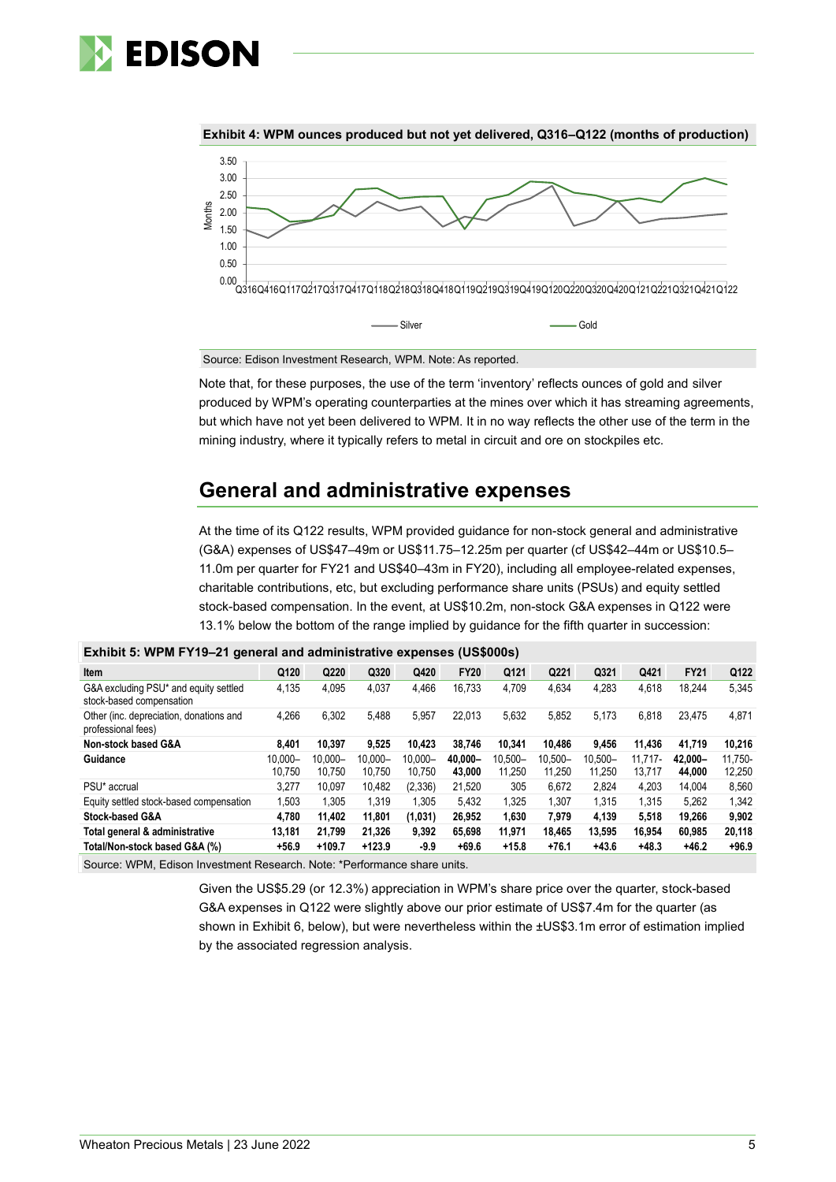**Exhibit 4: WPM ounces produced but not yet delivered, Q316–Q122 (months of production)**

Source: Edison Investment Research, WPM. Note: As reported.

Note that, for these purposes, the use of the term 'inventory' reflects ounces of gold and silver produced by WPM's operating counterparties at the mines over which it has streaming agreements, but which have not yet been delivered to WPM. It in no way reflects the other use of the term in the mining industry, where it typically refers to metal in circuit and ore on stockpiles etc.

## General and administrative expenses

At the time of its Q122 results, WPM provided guidance for non-stock general and administrative (G&A) expenses of US$47–49m or US$11.75–12.25m per quarter (cf US$42–44m or US$10.5–11.0m per quarter for FY21 and US$40–43m in FY20), including all employee-related expenses, charitable contributions, etc, but excluding performance share units (PSUs) and equity settled stock-based compensation. In the event, at US$10.2m, non-stock G&A expenses in Q122 were 13.1% below the bottom of the range implied by guidance for the fifth quarter in succession:

**Exhibit 5: WPM FY19–21 general and administrative expenses (US$000s)**

| Item | Q120 | Q220 | Q320 | Q420 | FY20 | Q121 | Q221 | Q321 | Q421 | FY21 | Q122 |
|---|---|---|---|---|---|---|---|---|---|---|---|
| G&A excluding PSU* and equity settled stock-based compensation | 4,135 | 4,095 | 4,037 | 4,466 | 16,733 | 4,709 | 4,634 | 4,283 | 4,618 | 18,244 | 5,345 |
| Other (inc. depreciation, donations and professional fees) | 4,266 | 6,302 | 5,488 | 5,957 | 22,013 | 5,632 | 5,852 | 5,173 | 6,818 | 23,475 | 4,871 |
| **Non-stock based G&A** | **8,401** | **10,397** | **9,525** | **10,423** | **38,746** | **10,341** | **10,486** | **9,456** | **11,436** | **41,719** | **10,216** |
| **Guidance** | 10,000–10,750 | 10,000–10,750 | 10,000–10,750 | 10,000–10,750 | **40,000–43,000** | 10,500–11,250 | 10,500–11,250 | 10,500–11,250 | 11,717-13,717 | **42,000–44,000** | 11,750-12,250 |
| PSU* accrual | 3,277 | 10,097 | 10,482 | (2,336) | 21,520 | 305 | 6,672 | 2,824 | 4,203 | 14,004 | 8,560 |
| Equity settled stock-based compensation | 1,503 | 1,305 | 1,319 | 1,305 | 5,432 | 1,325 | 1,307 | 1,315 | 1,315 | 5,262 | 1,342 |
| **Stock-based G&A** | **4,780** | **11,402** | **11,801** | **(1,031)** | **26,952** | **1,630** | **7,979** | **4,139** | **5,518** | **19,266** | **9,902** |
| **Total general & administrative** | **13,181** | **21,799** | **21,326** | **9,392** | **65,698** | **11,971** | **18,465** | **13,595** | **16,954** | **60,985** | **20,118** |
| **Total/Non-stock based G&A (%)** | **+56.9** | **+109.7** | **+123.9** | **-9.9** | **+69.6** | **+15.8** | **+76.1** | **+43.6** | **+48.3** | **+46.2** | **+96.9** |

Source: WPM, Edison Investment Research. Note: *Performance share units.

Given the US$5.29 (or 12.3%) appreciation in WPM's share price over the quarter, stock-based G&A expenses in Q122 were slightly above our prior estimate of US$7.4m for the quarter (as shown in Exhibit 6, below), but were nevertheless within the ±US$3.1m error of estimation implied by the associated regression analysis.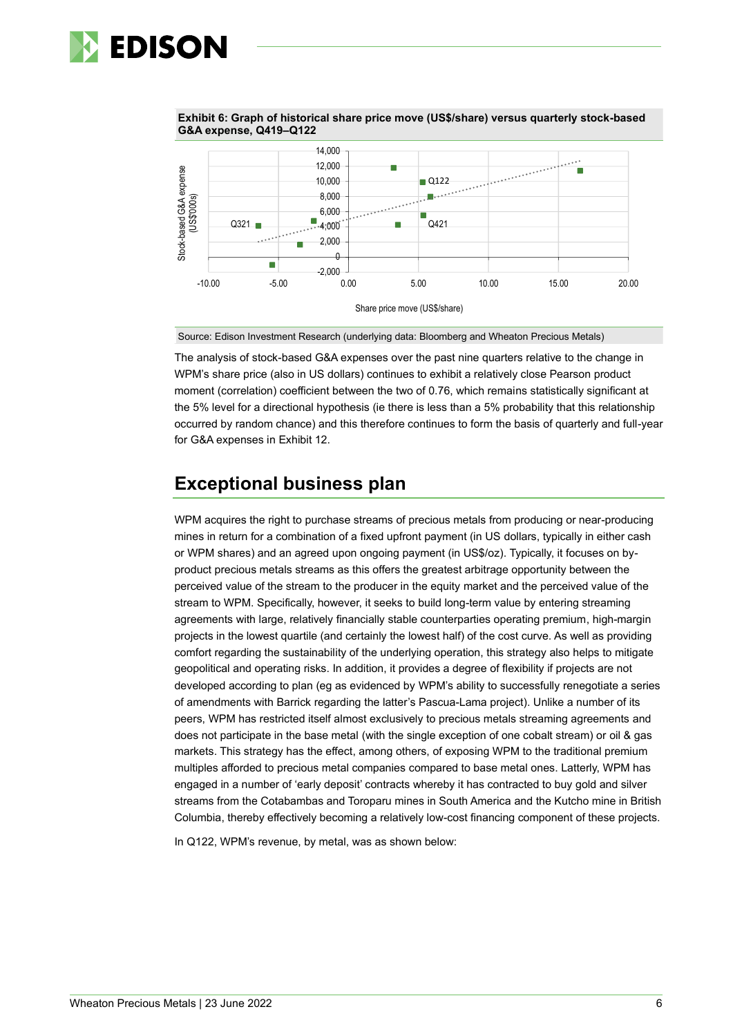**Exhibit 6: Graph of historical share price move (US$/share) versus quarterly stock-based G&A expense, Q419–Q122**

Source: Edison Investment Research (underlying data: Bloomberg and Wheaton Precious Metals)

The analysis of stock-based G&A expenses over the past nine quarters relative to the change in WPM's share price (also in US dollars) continues to exhibit a relatively close Pearson product moment (correlation) coefficient between the two of 0.76, which remains statistically significant at the 5% level for a directional hypothesis (ie there is less than a 5% probability that this relationship occurred by random chance) and this therefore continues to form the basis of quarterly and full-year for G&A expenses in Exhibit 12.

## Exceptional business plan

WPM acquires the right to purchase streams of precious metals from producing or near-producing mines in return for a combination of a fixed upfront payment (in US dollars, typically in either cash or WPM shares) and an agreed upon ongoing payment (in US$/oz). Typically, it focuses on by-product precious metals streams as this offers the greatest arbitrage opportunity between the perceived value of the stream to the producer in the equity market and the perceived value of the stream to WPM. Specifically, however, it seeks to build long-term value by entering streaming agreements with large, relatively financially stable counterparties operating premium, high-margin projects in the lowest quartile (and certainly the lowest half) of the cost curve. As well as providing comfort regarding the sustainability of the underlying operation, this strategy also helps to mitigate geopolitical and operating risks. In addition, it provides a degree of flexibility if projects are not developed according to plan (eg as evidenced by WPM's ability to successfully renegotiate a series of amendments with Barrick regarding the latter's Pascua-Lama project). Unlike a number of its peers, WPM has restricted itself almost exclusively to precious metals streaming agreements and does not participate in the base metal (with the single exception of one cobalt stream) or oil & gas markets. This strategy has the effect, among others, of exposing WPM to the traditional premium multiples afforded to precious metal companies compared to base metal ones. Latterly, WPM has engaged in a number of 'early deposit' contracts whereby it has contracted to buy gold and silver streams from the Cotabambas and Toroparu mines in South America and the Kutcho mine in British Columbia, thereby effectively becoming a relatively low-cost financing component of these projects.

In Q122, WPM's revenue, by metal, was as shown below: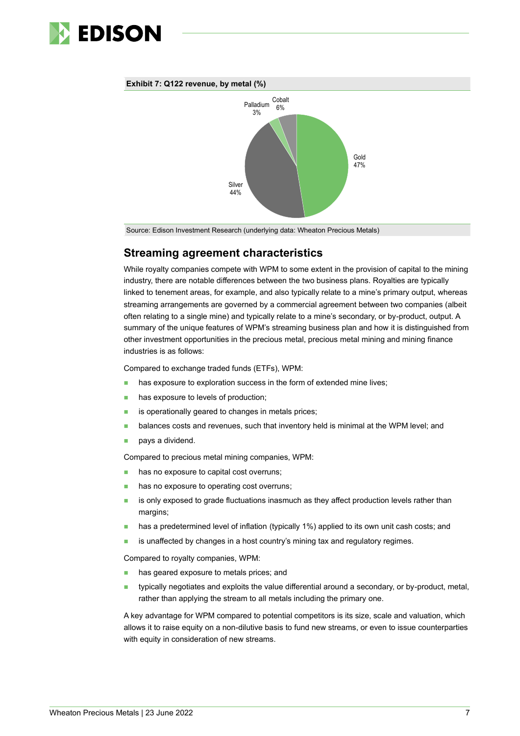**Exhibit 7: Q122 revenue, by metal (%)**

| Metal | % |
|---|---|
| Gold | 47% |
| Silver | 44% |
| Palladium | 3% |
| Cobalt | 6% |

Source: Edison Investment Research (underlying data: Wheaton Precious Metals)

## Streaming agreement characteristics

While royalty companies compete with WPM to some extent in the provision of capital to the mining industry, there are notable differences between the two business plans. Royalties are typically linked to tenement areas, for example, and also typically relate to a mine's primary output, whereas streaming arrangements are governed by a commercial agreement between two companies (albeit often relating to a single mine) and typically relate to a mine's secondary, or by-product, output. A summary of the unique features of WPM's streaming business plan and how it is distinguished from other investment opportunities in the precious metal, precious metal mining and mining finance industries is as follows:

Compared to exchange traded funds (ETFs), WPM:

- has exposure to exploration success in the form of extended mine lives;
- has exposure to levels of production;
- is operationally geared to changes in metals prices;
- balances costs and revenues, such that inventory held is minimal at the WPM level; and
- pays a dividend.

Compared to precious metal mining companies, WPM:

- has no exposure to capital cost overruns;
- has no exposure to operating cost overruns;
- is only exposed to grade fluctuations inasmuch as they affect production levels rather than margins;
- has a predetermined level of inflation (typically 1%) applied to its own unit cash costs; and
- is unaffected by changes in a host country's mining tax and regulatory regimes.

Compared to royalty companies, WPM:

- has geared exposure to metals prices; and
- typically negotiates and exploits the value differential around a secondary, or by-product, metal, rather than applying the stream to all metals including the primary one.

A key advantage for WPM compared to potential competitors is its size, scale and valuation, which allows it to raise equity on a non-dilutive basis to fund new streams, or even to issue counterparties with equity in consideration of new streams.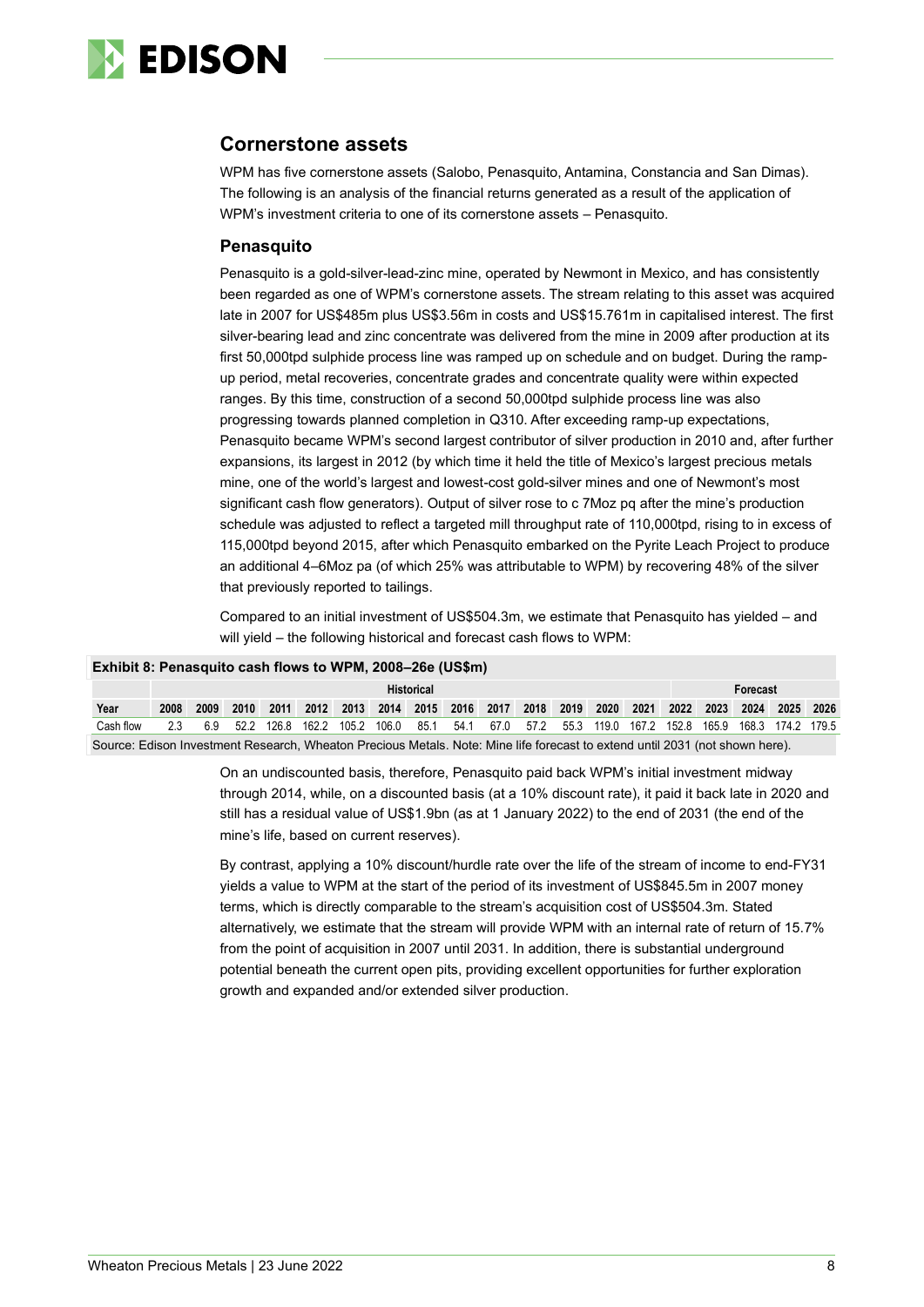## Cornerstone assets

WPM has five cornerstone assets (Salobo, Penasquito, Antamina, Constancia and San Dimas). The following is an analysis of the financial returns generated as a result of the application of WPM's investment criteria to one of its cornerstone assets – Penasquito.

### Penasquito

Penasquito is a gold-silver-lead-zinc mine, operated by Newmont in Mexico, and has consistently been regarded as one of WPM's cornerstone assets. The stream relating to this asset was acquired late in 2007 for US$485m plus US$3.56m in costs and US$15.761m in capitalised interest. The first silver-bearing lead and zinc concentrate was delivered from the mine in 2009 after production at its first 50,000tpd sulphide process line was ramped up on schedule and on budget. During the ramp-up period, metal recoveries, concentrate grades and concentrate quality were within expected ranges. By this time, construction of a second 50,000tpd sulphide process line was also progressing towards planned completion in Q310. After exceeding ramp-up expectations, Penasquito became WPM's second largest contributor of silver production in 2010 and, after further expansions, its largest in 2012 (by which time it held the title of Mexico's largest precious metals mine, one of the world's largest and lowest-cost gold-silver mines and one of Newmont's most significant cash flow generators). Output of silver rose to c 7Moz pq after the mine's production schedule was adjusted to reflect a targeted mill throughput rate of 110,000tpd, rising to in excess of 115,000tpd beyond 2015, after which Penasquito embarked on the Pyrite Leach Project to produce an additional 4–6Moz pa (of which 25% was attributable to WPM) by recovering 48% of the silver that previously reported to tailings.

Compared to an initial investment of US$504.3m, we estimate that Penasquito has yielded – and will yield – the following historical and forecast cash flows to WPM:

**Exhibit 8: Penasquito cash flows to WPM, 2008–26e (US$m)**

| | Historical | | | | | | | | | | | | | | Forecast | | | | |
|---|---|---|---|---|---|---|---|---|---|---|---|---|---|---|---|---|---|---|---|
| Year | 2008 | 2009 | 2010 | 2011 | 2012 | 2013 | 2014 | 2015 | 2016 | 2017 | 2018 | 2019 | 2020 | 2021 | 2022 | 2023 | 2024 | 2025 | 2026 |
| Cash flow | 2.3 | 6.9 | 52.2 | 126.8 | 162.2 | 105.2 | 106.0 | 85.1 | 54.1 | 67.0 | 57.2 | 55.3 | 119.0 | 167.2 | 152.8 | 165.9 | 168.3 | 174.2 | 179.5 |

Source: Edison Investment Research, Wheaton Precious Metals. Note: Mine life forecast to extend until 2031 (not shown here).

On an undiscounted basis, therefore, Penasquito paid back WPM's initial investment midway through 2014, while, on a discounted basis (at a 10% discount rate), it paid it back late in 2020 and still has a residual value of US$1.9bn (as at 1 January 2022) to the end of 2031 (the end of the mine's life, based on current reserves).

By contrast, applying a 10% discount/hurdle rate over the life of the stream of income to end-FY31 yields a value to WPM at the start of the period of its investment of US$845.5m in 2007 money terms, which is directly comparable to the stream's acquisition cost of US$504.3m. Stated alternatively, we estimate that the stream will provide WPM with an internal rate of return of 15.7% from the point of acquisition in 2007 until 2031. In addition, there is substantial underground potential beneath the current open pits, providing excellent opportunities for further exploration growth and expanded and/or extended silver production.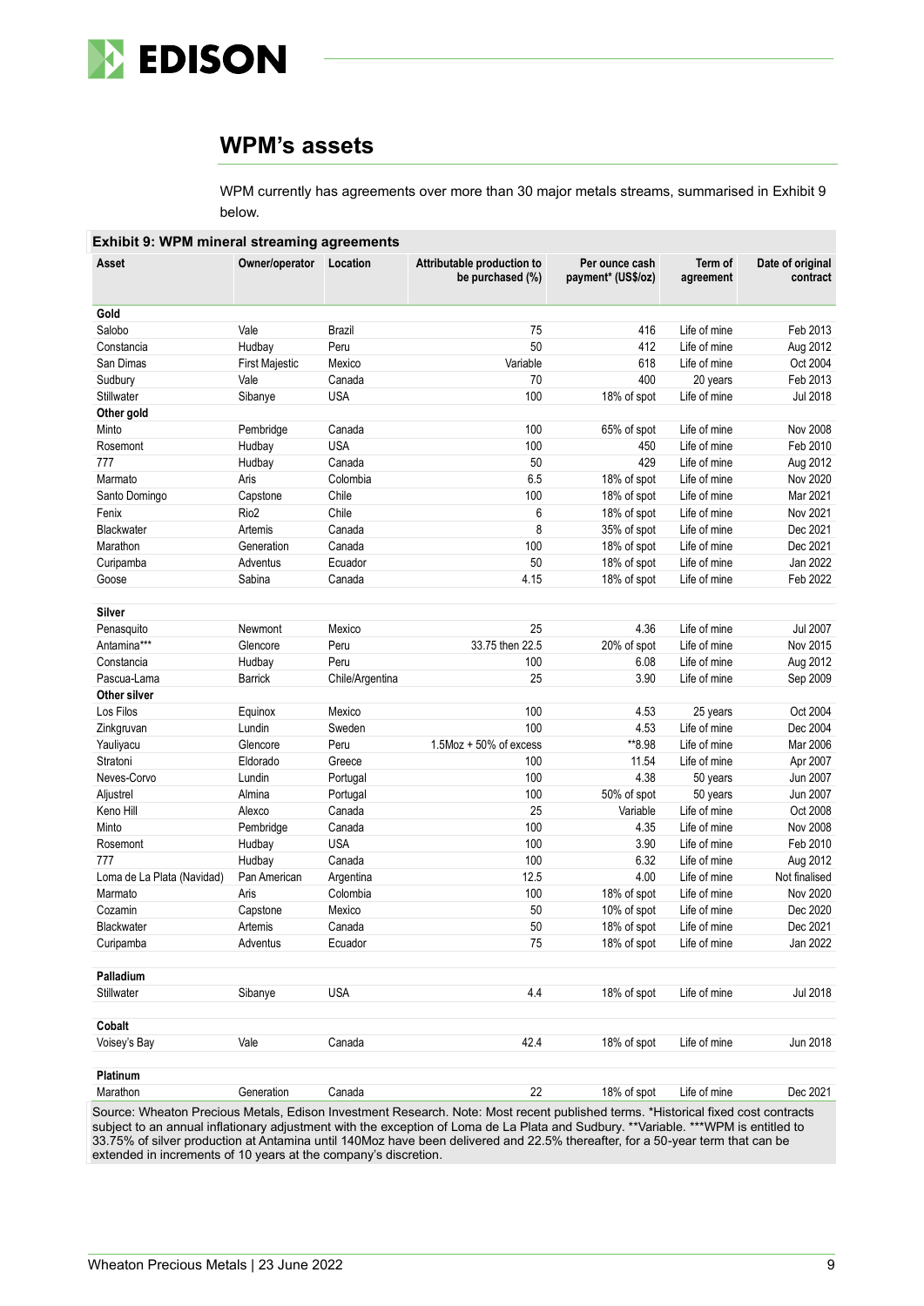## WPM's assets

WPM currently has agreements over more than 30 major metals streams, summarised in Exhibit 9 below.

**Exhibit 9: WPM mineral streaming agreements**

| Asset | Owner/operator | Location | Attributable production to be purchased (%) | Per ounce cash payment* (US$/oz) | Term of agreement | Date of original contract |
|---|---|---|---|---|---|---|
| **Gold** | | | | | | |
| Salobo | Vale | Brazil | 75 | 416 | Life of mine | Feb 2013 |
| Constancia | Hudbay | Peru | 50 | 412 | Life of mine | Aug 2012 |
| San Dimas | First Majestic | Mexico | Variable | 618 | Life of mine | Oct 2004 |
| Sudbury | Vale | Canada | 70 | 400 | 20 years | Feb 2013 |
| Stillwater | Sibanye | USA | 100 | 18% of spot | Life of mine | Jul 2018 |
| **Other gold** | | | | | | |
| Minto | Pembridge | Canada | 100 | 65% of spot | Life of mine | Nov 2008 |
| Rosemont | Hudbay | USA | 100 | 450 | Life of mine | Feb 2010 |
| 777 | Hudbay | Canada | 50 | 429 | Life of mine | Aug 2012 |
| Marmato | Aris | Colombia | 6.5 | 18% of spot | Life of mine | Nov 2020 |
| Santo Domingo | Capstone | Chile | 100 | 18% of spot | Life of mine | Mar 2021 |
| Fenix | Rio2 | Chile | 6 | 18% of spot | Life of mine | Nov 2021 |
| Blackwater | Artemis | Canada | 8 | 35% of spot | Life of mine | Dec 2021 |
| Marathon | Generation | Canada | 100 | 18% of spot | Life of mine | Dec 2021 |
| Curipamba | Adventus | Ecuador | 50 | 18% of spot | Life of mine | Jan 2022 |
| Goose | Sabina | Canada | 4.15 | 18% of spot | Life of mine | Feb 2022 |
| | | | | | | |
| **Silver** | | | | | | |
| Penasquito | Newmont | Mexico | 25 | 4.36 | Life of mine | Jul 2007 |
| Antamina*** | Glencore | Peru | 33.75 then 22.5 | 20% of spot | Life of mine | Nov 2015 |
| Constancia | Hudbay | Peru | 100 | 6.08 | Life of mine | Aug 2012 |
| Pascua-Lama | Barrick | Chile/Argentina | 25 | 3.90 | Life of mine | Sep 2009 |
| **Other silver** | | | | | | |
| Los Filos | Equinox | Mexico | 100 | 4.53 | 25 years | Oct 2004 |
| Zinkgruvan | Lundin | Sweden | 100 | 4.53 | Life of mine | Dec 2004 |
| Yauliyacu | Glencore | Peru | 1.5Moz + 50% of excess | **8.98 | Life of mine | Mar 2006 |
| Stratoni | Eldorado | Greece | 100 | 11.54 | Life of mine | Apr 2007 |
| Neves-Corvo | Lundin | Portugal | 100 | 4.38 | 50 years | Jun 2007 |
| Aljustrel | Almina | Portugal | 100 | 50% of spot | 50 years | Jun 2007 |
| Keno Hill | Alexco | Canada | 25 | Variable | Life of mine | Oct 2008 |
| Minto | Pembridge | Canada | 100 | 4.35 | Life of mine | Nov 2008 |
| Rosemont | Hudbay | USA | 100 | 3.90 | Life of mine | Feb 2010 |
| 777 | Hudbay | Canada | 100 | 6.32 | Life of mine | Aug 2012 |
| Loma de La Plata (Navidad) | Pan American | Argentina | 12.5 | 4.00 | Life of mine | Not finalised |
| Marmato | Aris | Colombia | 100 | 18% of spot | Life of mine | Nov 2020 |
| Cozamin | Capstone | Mexico | 50 | 10% of spot | Life of mine | Dec 2020 |
| Blackwater | Artemis | Canada | 50 | 18% of spot | Life of mine | Dec 2021 |
| Curipamba | Adventus | Ecuador | 75 | 18% of spot | Life of mine | Jan 2022 |
| | | | | | | |
| **Palladium** | | | | | | |
| Stillwater | Sibanye | USA | 4.4 | 18% of spot | Life of mine | Jul 2018 |
| | | | | | | |
| **Cobalt** | | | | | | |
| Voisey's Bay | Vale | Canada | 42.4 | 18% of spot | Life of mine | Jun 2018 |
| | | | | | | |
| **Platinum** | | | | | | |
| Marathon | Generation | Canada | 22 | 18% of spot | Life of mine | Dec 2021 |

Source: Wheaton Precious Metals, Edison Investment Research. Note: Most recent published terms. *Historical fixed cost contracts subject to an annual inflationary adjustment with the exception of Loma de La Plata and Sudbury. **Variable. ***WPM is entitled to 33.75% of silver production at Antamina until 140Moz have been delivered and 22.5% thereafter, for a 50-year term that can be extended in increments of 10 years at the company's discretion.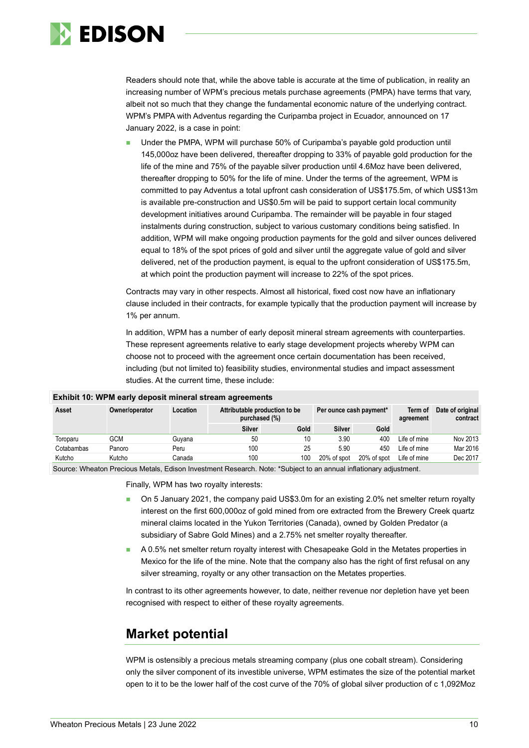Readers should note that, while the above table is accurate at the time of publication, in reality an increasing number of WPM's precious metals purchase agreements (PMPA) have terms that vary, albeit not so much that they change the fundamental economic nature of the underlying contract. WPM's PMPA with Adventus regarding the Curipamba project in Ecuador, announced on 17 January 2022, is a case in point:

- Under the PMPA, WPM will purchase 50% of Curipamba's payable gold production until 145,000oz have been delivered, thereafter dropping to 33% of payable gold production for the life of the mine and 75% of the payable silver production until 4.6Moz have been delivered, thereafter dropping to 50% for the life of mine. Under the terms of the agreement, WPM is committed to pay Adventus a total upfront cash consideration of US$175.5m, of which US$13m is available pre-construction and US$0.5m will be paid to support certain local community development initiatives around Curipamba. The remainder will be payable in four staged instalments during construction, subject to various customary conditions being satisfied. In addition, WPM will make ongoing production payments for the gold and silver ounces delivered equal to 18% of the spot prices of gold and silver until the aggregate value of gold and silver delivered, net of the production payment, is equal to the upfront consideration of US$175.5m, at which point the production payment will increase to 22% of the spot prices.

Contracts may vary in other respects. Almost all historical, fixed cost now have an inflationary clause included in their contracts, for example typically that the production payment will increase by 1% per annum.

In addition, WPM has a number of early deposit mineral stream agreements with counterparties. These represent agreements relative to early stage development projects whereby WPM can choose not to proceed with the agreement once certain documentation has been received, including (but not limited to) feasibility studies, environmental studies and impact assessment studies. At the current time, these include:

**Exhibit 10: WPM early deposit mineral stream agreements**

| Asset | Owner/operator | Location | Attributable production to be purchased (%) | | Per ounce cash payment* | | Term of agreement | Date of original contract |
|---|---|---|---|---|---|---|---|---|
| | | | Silver | Gold | Silver | Gold | | |
| Toroparu | GCM | Guyana | 50 | 10 | 3.90 | 400 | Life of mine | Nov 2013 |
| Cotabambas | Panoro | Peru | 100 | 25 | 5.90 | 450 | Life of mine | Mar 2016 |
| Kutcho | Kutcho | Canada | 100 | 100 | 20% of spot | 20% of spot | Life of mine | Dec 2017 |

Source: Wheaton Precious Metals, Edison Investment Research. Note: *Subject to an annual inflationary adjustment.

Finally, WPM has two royalty interests:

- On 5 January 2021, the company paid US$3.0m for an existing 2.0% net smelter return royalty interest on the first 600,000oz of gold mined from ore extracted from the Brewery Creek quartz mineral claims located in the Yukon Territories (Canada), owned by Golden Predator (a subsidiary of Sabre Gold Mines) and a 2.75% net smelter royalty thereafter.
- A 0.5% net smelter return royalty interest with Chesapeake Gold in the Metates properties in Mexico for the life of the mine. Note that the company also has the right of first refusal on any silver streaming, royalty or any other transaction on the Metates properties.

In contrast to its other agreements however, to date, neither revenue nor depletion have yet been recognised with respect to either of these royalty agreements.

## Market potential

WPM is ostensibly a precious metals streaming company (plus one cobalt stream). Considering only the silver component of its investible universe, WPM estimates the size of the potential market open to it to be the lower half of the cost curve of the 70% of global silver production of c 1,092Moz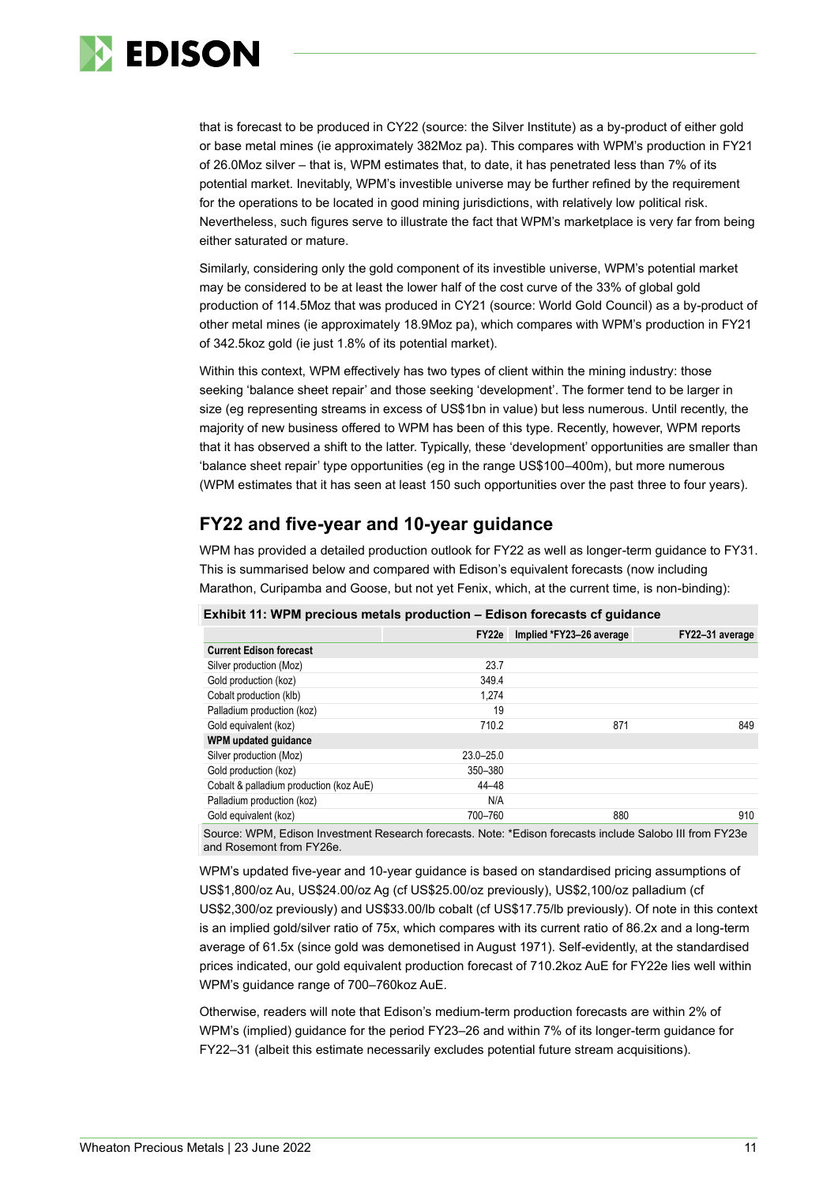that is forecast to be produced in CY22 (source: the Silver Institute) as a by-product of either gold or base metal mines (ie approximately 382Moz pa). This compares with WPM's production in FY21 of 26.0Moz silver – that is, WPM estimates that, to date, it has penetrated less than 7% of its potential market. Inevitably, WPM's investible universe may be further refined by the requirement for the operations to be located in good mining jurisdictions, with relatively low political risk. Nevertheless, such figures serve to illustrate the fact that WPM's marketplace is very far from being either saturated or mature.

Similarly, considering only the gold component of its investible universe, WPM's potential market may be considered to be at least the lower half of the cost curve of the 33% of global gold production of 114.5Moz that was produced in CY21 (source: World Gold Council) as a by-product of other metal mines (ie approximately 18.9Moz pa), which compares with WPM's production in FY21 of 342.5koz gold (ie just 1.8% of its potential market).

Within this context, WPM effectively has two types of client within the mining industry: those seeking 'balance sheet repair' and those seeking 'development'. The former tend to be larger in size (eg representing streams in excess of US$1bn in value) but less numerous. Until recently, the majority of new business offered to WPM has been of this type. Recently, however, WPM reports that it has observed a shift to the latter. Typically, these 'development' opportunities are smaller than 'balance sheet repair' type opportunities (eg in the range US$100–400m), but more numerous (WPM estimates that it has seen at least 150 such opportunities over the past three to four years).

## FY22 and five-year and 10-year guidance

WPM has provided a detailed production outlook for FY22 as well as longer-term guidance to FY31. This is summarised below and compared with Edison's equivalent forecasts (now including Marathon, Curipamba and Goose, but not yet Fenix, which, at the current time, is non-binding):

**Exhibit 11: WPM precious metals production – Edison forecasts cf guidance**

| | FY22e | Implied *FY23–26 average | FY22–31 average |
|---|---|---|---|
| **Current Edison forecast** | | | |
| Silver production (Moz) | 23.7 | | |
| Gold production (koz) | 349.4 | | |
| Cobalt production (klb) | 1,274 | | |
| Palladium production (koz) | 19 | | |
| Gold equivalent (koz) | 710.2 | 871 | 849 |
| **WPM updated guidance** | | | |
| Silver production (Moz) | 23.0–25.0 | | |
| Gold production (koz) | 350–380 | | |
| Cobalt & palladium production (koz AuE) | 44–48 | | |
| Palladium production (koz) | N/A | | |
| Gold equivalent (koz) | 700–760 | 880 | 910 |

Source: WPM, Edison Investment Research forecasts. Note: *Edison forecasts include Salobo III from FY23e and Rosemont from FY26e.

WPM's updated five-year and 10-year guidance is based on standardised pricing assumptions of US$1,800/oz Au, US$24.00/oz Ag (cf US$25.00/oz previously), US$2,100/oz palladium (cf US$2,300/oz previously) and US$33.00/lb cobalt (cf US$17.75/lb previously). Of note in this context is an implied gold/silver ratio of 75x, which compares with its current ratio of 86.2x and a long-term average of 61.5x (since gold was demonetised in August 1971). Self-evidently, at the standardised prices indicated, our gold equivalent production forecast of 710.2koz AuE for FY22e lies well within WPM's guidance range of 700–760koz AuE.

Otherwise, readers will note that Edison's medium-term production forecasts are within 2% of WPM's (implied) guidance for the period FY23–26 and within 7% of its longer-term guidance for FY22–31 (albeit this estimate necessarily excludes potential future stream acquisitions).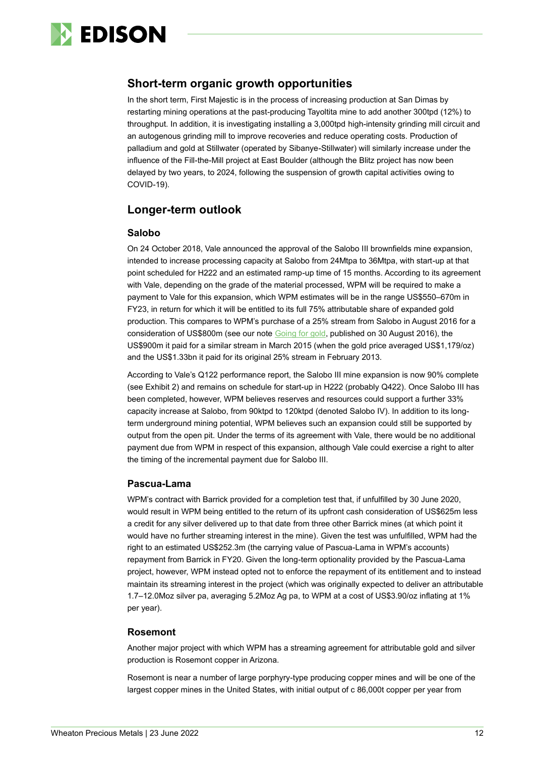## Short-term organic growth opportunities

In the short term, First Majestic is in the process of increasing production at San Dimas by restarting mining operations at the past-producing Tayoltita mine to add another 300tpd (12%) to throughput. In addition, it is investigating installing a 3,000tpd high-intensity grinding mill circuit and an autogenous grinding mill to improve recoveries and reduce operating costs. Production of palladium and gold at Stillwater (operated by Sibanye-Stillwater) will similarly increase under the influence of the Fill-the-Mill project at East Boulder (although the Blitz project has now been delayed by two years, to 2024, following the suspension of growth capital activities owing to COVID-19).

## Longer-term outlook

### Salobo

On 24 October 2018, Vale announced the approval of the Salobo III brownfields mine expansion, intended to increase processing capacity at Salobo from 24Mtpa to 36Mtpa, with start-up at that point scheduled for H222 and an estimated ramp-up time of 15 months. According to its agreement with Vale, depending on the grade of the material processed, WPM will be required to make a payment to Vale for this expansion, which WPM estimates will be in the range US$550–670m in FY23, in return for which it will be entitled to its full 75% attributable share of expanded gold production. This compares to WPM's purchase of a 25% stream from Salobo in August 2016 for a consideration of US$800m (see our note Going for gold, published on 30 August 2016), the US$900m it paid for a similar stream in March 2015 (when the gold price averaged US$1,179/oz) and the US$1.33bn it paid for its original 25% stream in February 2013.

According to Vale's Q122 performance report, the Salobo III mine expansion is now 90% complete (see Exhibit 2) and remains on schedule for start-up in H222 (probably Q422). Once Salobo III has been completed, however, WPM believes reserves and resources could support a further 33% capacity increase at Salobo, from 90ktpd to 120ktpd (denoted Salobo IV). In addition to its long-term underground mining potential, WPM believes such an expansion could still be supported by output from the open pit. Under the terms of its agreement with Vale, there would be no additional payment due from WPM in respect of this expansion, although Vale could exercise a right to alter the timing of the incremental payment due for Salobo III.

### Pascua-Lama

WPM's contract with Barrick provided for a completion test that, if unfulfilled by 30 June 2020, would result in WPM being entitled to the return of its upfront cash consideration of US$625m less a credit for any silver delivered up to that date from three other Barrick mines (at which point it would have no further streaming interest in the mine). Given the test was unfulfilled, WPM had the right to an estimated US$252.3m (the carrying value of Pascua-Lama in WPM's accounts) repayment from Barrick in FY20. Given the long-term optionality provided by the Pascua-Lama project, however, WPM instead opted not to enforce the repayment of its entitlement and to instead maintain its streaming interest in the project (which was originally expected to deliver an attributable 1.7–12.0Moz silver pa, averaging 5.2Moz Ag pa, to WPM at a cost of US$3.90/oz inflating at 1% per year).

### Rosemont

Another major project with which WPM has a streaming agreement for attributable gold and silver production is Rosemont copper in Arizona.

Rosemont is near a number of large porphyry-type producing copper mines and will be one of the largest copper mines in the United States, with initial output of c 86,000t copper per year from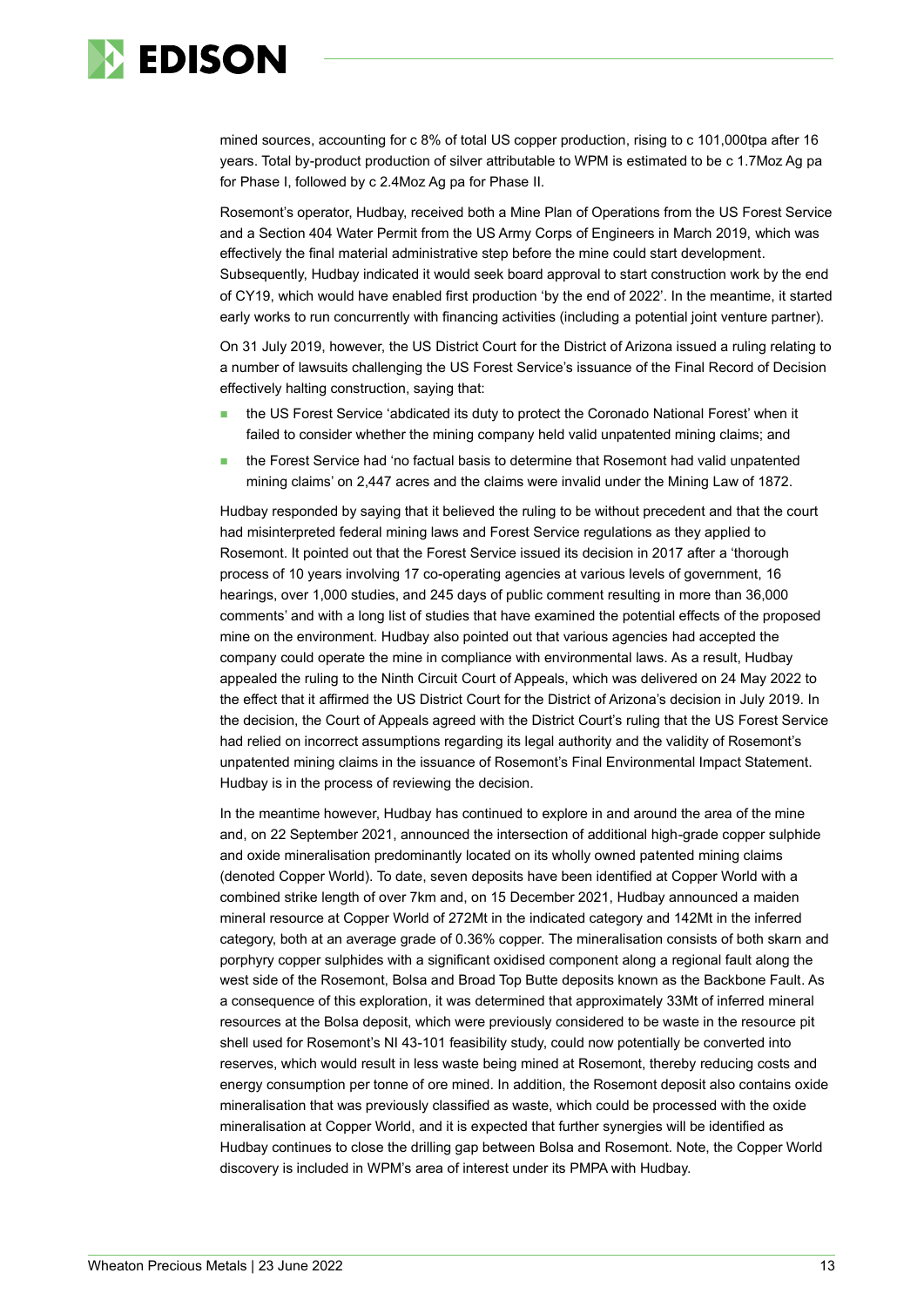mined sources, accounting for c 8% of total US copper production, rising to c 101,000tpa after 16 years. Total by-product production of silver attributable to WPM is estimated to be c 1.7Moz Ag pa for Phase I, followed by c 2.4Moz Ag pa for Phase II.

Rosemont's operator, Hudbay, received both a Mine Plan of Operations from the US Forest Service and a Section 404 Water Permit from the US Army Corps of Engineers in March 2019, which was effectively the final material administrative step before the mine could start development. Subsequently, Hudbay indicated it would seek board approval to start construction work by the end of CY19, which would have enabled first production 'by the end of 2022'. In the meantime, it started early works to run concurrently with financing activities (including a potential joint venture partner).

On 31 July 2019, however, the US District Court for the District of Arizona issued a ruling relating to a number of lawsuits challenging the US Forest Service's issuance of the Final Record of Decision effectively halting construction, saying that:

- the US Forest Service 'abdicated its duty to protect the Coronado National Forest' when it failed to consider whether the mining company held valid unpatented mining claims; and
- the Forest Service had 'no factual basis to determine that Rosemont had valid unpatented mining claims' on 2,447 acres and the claims were invalid under the Mining Law of 1872.

Hudbay responded by saying that it believed the ruling to be without precedent and that the court had misinterpreted federal mining laws and Forest Service regulations as they applied to Rosemont. It pointed out that the Forest Service issued its decision in 2017 after a 'thorough process of 10 years involving 17 co-operating agencies at various levels of government, 16 hearings, over 1,000 studies, and 245 days of public comment resulting in more than 36,000 comments' and with a long list of studies that have examined the potential effects of the proposed mine on the environment. Hudbay also pointed out that various agencies had accepted the company could operate the mine in compliance with environmental laws. As a result, Hudbay appealed the ruling to the Ninth Circuit Court of Appeals, which was delivered on 24 May 2022 to the effect that it affirmed the US District Court for the District of Arizona's decision in July 2019. In the decision, the Court of Appeals agreed with the District Court's ruling that the US Forest Service had relied on incorrect assumptions regarding its legal authority and the validity of Rosemont's unpatented mining claims in the issuance of Rosemont's Final Environmental Impact Statement. Hudbay is in the process of reviewing the decision.

In the meantime however, Hudbay has continued to explore in and around the area of the mine and, on 22 September 2021, announced the intersection of additional high-grade copper sulphide and oxide mineralisation predominantly located on its wholly owned patented mining claims (denoted Copper World). To date, seven deposits have been identified at Copper World with a combined strike length of over 7km and, on 15 December 2021, Hudbay announced a maiden mineral resource at Copper World of 272Mt in the indicated category and 142Mt in the inferred category, both at an average grade of 0.36% copper. The mineralisation consists of both skarn and porphyry copper sulphides with a significant oxidised component along a regional fault along the west side of the Rosemont, Bolsa and Broad Top Butte deposits known as the Backbone Fault. As a consequence of this exploration, it was determined that approximately 33Mt of inferred mineral resources at the Bolsa deposit, which were previously considered to be waste in the resource pit shell used for Rosemont's NI 43-101 feasibility study, could now potentially be converted into reserves, which would result in less waste being mined at Rosemont, thereby reducing costs and energy consumption per tonne of ore mined. In addition, the Rosemont deposit also contains oxide mineralisation that was previously classified as waste, which could be processed with the oxide mineralisation at Copper World, and it is expected that further synergies will be identified as Hudbay continues to close the drilling gap between Bolsa and Rosemont. Note, the Copper World discovery is included in WPM's area of interest under its PMPA with Hudbay.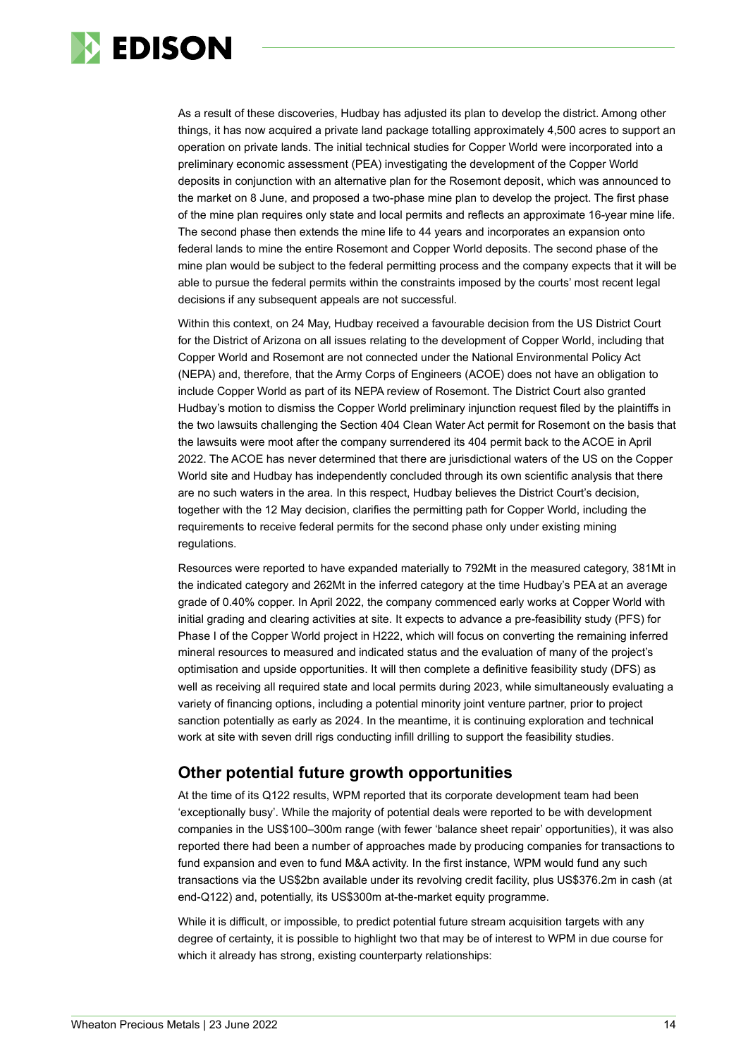As a result of these discoveries, Hudbay has adjusted its plan to develop the district. Among other things, it has now acquired a private land package totalling approximately 4,500 acres to support an operation on private lands. The initial technical studies for Copper World were incorporated into a preliminary economic assessment (PEA) investigating the development of the Copper World deposits in conjunction with an alternative plan for the Rosemont deposit, which was announced to the market on 8 June, and proposed a two-phase mine plan to develop the project. The first phase of the mine plan requires only state and local permits and reflects an approximate 16-year mine life. The second phase then extends the mine life to 44 years and incorporates an expansion onto federal lands to mine the entire Rosemont and Copper World deposits. The second phase of the mine plan would be subject to the federal permitting process and the company expects that it will be able to pursue the federal permits within the constraints imposed by the courts' most recent legal decisions if any subsequent appeals are not successful.

Within this context, on 24 May, Hudbay received a favourable decision from the US District Court for the District of Arizona on all issues relating to the development of Copper World, including that Copper World and Rosemont are not connected under the National Environmental Policy Act (NEPA) and, therefore, that the Army Corps of Engineers (ACOE) does not have an obligation to include Copper World as part of its NEPA review of Rosemont. The District Court also granted Hudbay's motion to dismiss the Copper World preliminary injunction request filed by the plaintiffs in the two lawsuits challenging the Section 404 Clean Water Act permit for Rosemont on the basis that the lawsuits were moot after the company surrendered its 404 permit back to the ACOE in April 2022. The ACOE has never determined that there are jurisdictional waters of the US on the Copper World site and Hudbay has independently concluded through its own scientific analysis that there are no such waters in the area. In this respect, Hudbay believes the District Court's decision, together with the 12 May decision, clarifies the permitting path for Copper World, including the requirements to receive federal permits for the second phase only under existing mining regulations.

Resources were reported to have expanded materially to 792Mt in the measured category, 381Mt in the indicated category and 262Mt in the inferred category at the time Hudbay's PEA at an average grade of 0.40% copper. In April 2022, the company commenced early works at Copper World with initial grading and clearing activities at site. It expects to advance a pre-feasibility study (PFS) for Phase I of the Copper World project in H222, which will focus on converting the remaining inferred mineral resources to measured and indicated status and the evaluation of many of the project's optimisation and upside opportunities. It will then complete a definitive feasibility study (DFS) as well as receiving all required state and local permits during 2023, while simultaneously evaluating a variety of financing options, including a potential minority joint venture partner, prior to project sanction potentially as early as 2024. In the meantime, it is continuing exploration and technical work at site with seven drill rigs conducting infill drilling to support the feasibility studies.

## Other potential future growth opportunities

At the time of its Q122 results, WPM reported that its corporate development team had been 'exceptionally busy'. While the majority of potential deals were reported to be with development companies in the US$100–300m range (with fewer 'balance sheet repair' opportunities), it was also reported there had been a number of approaches made by producing companies for transactions to fund expansion and even to fund M&A activity. In the first instance, WPM would fund any such transactions via the US$2bn available under its revolving credit facility, plus US$376.2m in cash (at end-Q122) and, potentially, its US$300m at-the-market equity programme.

While it is difficult, or impossible, to predict potential future stream acquisition targets with any degree of certainty, it is possible to highlight two that may be of interest to WPM in due course for which it already has strong, existing counterparty relationships: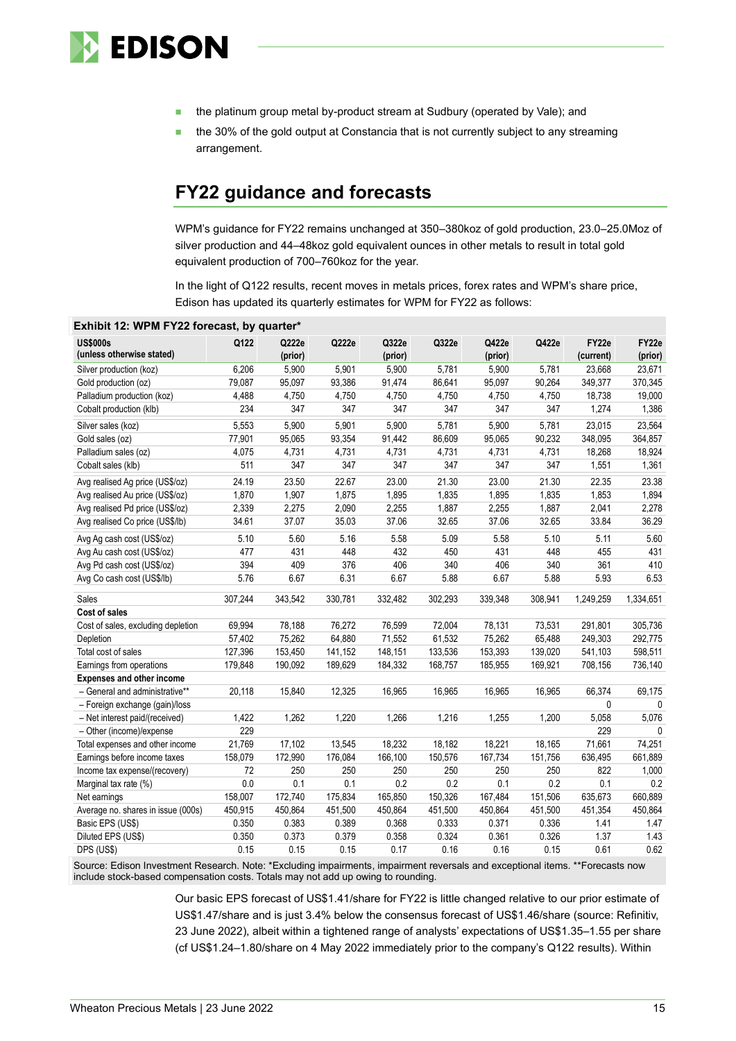- the platinum group metal by-product stream at Sudbury (operated by Vale); and
- the 30% of the gold output at Constancia that is not currently subject to any streaming arrangement.

## FY22 guidance and forecasts

WPM's guidance for FY22 remains unchanged at 350–380koz of gold production, 23.0–25.0Moz of silver production and 44–48koz gold equivalent ounces in other metals to result in total gold equivalent production of 700–760koz for the year.

In the light of Q122 results, recent moves in metals prices, forex rates and WPM's share price, Edison has updated its quarterly estimates for WPM for FY22 as follows:

**Exhibit 12: WPM FY22 forecast, by quarter***

| US$000s (unless otherwise stated) | Q122 | Q222e (prior) | Q222e | Q322e (prior) | Q322e | Q422e (prior) | Q422e | FY22e (current) | FY22e (prior) |
|---|---|---|---|---|---|---|---|---|---|
| Silver production (koz) | 6,206 | 5,900 | 5,901 | 5,900 | 5,781 | 5,900 | 5,781 | 23,668 | 23,671 |
| Gold production (oz) | 79,087 | 95,097 | 93,386 | 91,474 | 86,641 | 95,097 | 90,264 | 349,377 | 370,345 |
| Palladium production (koz) | 4,488 | 4,750 | 4,750 | 4,750 | 4,750 | 4,750 | 4,750 | 18,738 | 19,000 |
| Cobalt production (klb) | 234 | 347 | 347 | 347 | 347 | 347 | 347 | 1,274 | 1,386 |
| Silver sales (koz) | 5,553 | 5,900 | 5,901 | 5,900 | 5,781 | 5,900 | 5,781 | 23,015 | 23,564 |
| Gold sales (oz) | 77,901 | 95,065 | 93,354 | 91,442 | 86,609 | 95,065 | 90,232 | 348,095 | 364,857 |
| Palladium sales (oz) | 4,075 | 4,731 | 4,731 | 4,731 | 4,731 | 4,731 | 4,731 | 18,268 | 18,924 |
| Cobalt sales (klb) | 511 | 347 | 347 | 347 | 347 | 347 | 347 | 1,551 | 1,361 |
| Avg realised Ag price (US$/oz) | 24.19 | 23.50 | 22.67 | 23.00 | 21.30 | 23.00 | 21.30 | 22.35 | 23.38 |
| Avg realised Au price (US$/oz) | 1,870 | 1,907 | 1,875 | 1,895 | 1,835 | 1,895 | 1,835 | 1,853 | 1,894 |
| Avg realised Pd price (US$/oz) | 2,339 | 2,275 | 2,090 | 2,255 | 1,887 | 2,255 | 1,887 | 2,041 | 2,278 |
| Avg realised Co price (US$/lb) | 34.61 | 37.07 | 35.03 | 37.06 | 32.65 | 37.06 | 32.65 | 33.84 | 36.29 |
| Avg Ag cash cost (US$/oz) | 5.10 | 5.60 | 5.16 | 5.58 | 5.09 | 5.58 | 5.10 | 5.11 | 5.60 |
| Avg Au cash cost (US$/oz) | 477 | 431 | 448 | 432 | 450 | 431 | 448 | 455 | 431 |
| Avg Pd cash cost (US$/oz) | 394 | 409 | 376 | 406 | 340 | 406 | 340 | 361 | 410 |
| Avg Co cash cost (US$/lb) | 5.76 | 6.67 | 6.31 | 6.67 | 5.88 | 6.67 | 5.88 | 5.93 | 6.53 |
| Sales | 307,244 | 343,542 | 330,781 | 332,482 | 302,293 | 339,348 | 308,941 | 1,249,259 | 1,334,651 |
| **Cost of sales** | | | | | | | | | |
| Cost of sales, excluding depletion | 69,994 | 78,188 | 76,272 | 76,599 | 72,004 | 78,131 | 73,531 | 291,801 | 305,736 |
| Depletion | 57,402 | 75,262 | 64,880 | 71,552 | 61,532 | 75,262 | 65,488 | 249,303 | 292,775 |
| Total cost of sales | 127,396 | 153,450 | 141,152 | 148,151 | 133,536 | 153,393 | 139,020 | 541,103 | 598,511 |
| Earnings from operations | 179,848 | 190,092 | 189,629 | 184,332 | 168,757 | 185,955 | 169,921 | 708,156 | 736,140 |
| **Expenses and other income** | | | | | | | | | |
| – General and administrative** | 20,118 | 15,840 | 12,325 | 16,965 | 16,965 | 16,965 | 16,965 | 66,374 | 69,175 |
| – Foreign exchange (gain)/loss | | | | | | | | 0 | 0 |
| – Net interest paid/(received) | 1,422 | 1,262 | 1,220 | 1,266 | 1,216 | 1,255 | 1,200 | 5,058 | 5,076 |
| – Other (income)/expense | 229 | | | | | | | 229 | 0 |
| Total expenses and other income | 21,769 | 17,102 | 13,545 | 18,232 | 18,182 | 18,221 | 18,165 | 71,661 | 74,251 |
| Earnings before income taxes | 158,079 | 172,990 | 176,084 | 166,100 | 150,576 | 167,734 | 151,756 | 636,495 | 661,889 |
| Income tax expense/(recovery) | 72 | 250 | 250 | 250 | 250 | 250 | 250 | 822 | 1,000 |
| Marginal tax rate (%) | 0.0 | 0.1 | 0.1 | 0.2 | 0.2 | 0.1 | 0.2 | 0.1 | 0.2 |
| Net earnings | 158,007 | 172,740 | 175,834 | 165,850 | 150,326 | 167,484 | 151,506 | 635,673 | 660,889 |
| Average no. shares in issue (000s) | 450,915 | 450,864 | 451,500 | 450,864 | 451,500 | 450,864 | 451,500 | 451,354 | 450,864 |
| Basic EPS (US$) | 0.350 | 0.383 | 0.389 | 0.368 | 0.333 | 0.371 | 0.336 | 1.41 | 1.47 |
| Diluted EPS (US$) | 0.350 | 0.373 | 0.379 | 0.358 | 0.324 | 0.361 | 0.326 | 1.37 | 1.43 |
| DPS (US$) | 0.15 | 0.15 | 0.15 | 0.17 | 0.16 | 0.16 | 0.15 | 0.61 | 0.62 |

Source: Edison Investment Research. Note: *Excluding impairments, impairment reversals and exceptional items. **Forecasts now include stock-based compensation costs. Totals may not add up owing to rounding.

Our basic EPS forecast of US$1.41/share for FY22 is little changed relative to our prior estimate of US$1.47/share and is just 3.4% below the consensus forecast of US$1.46/share (source: Refinitiv, 23 June 2022), albeit within a tightened range of analysts' expectations of US$1.35–1.55 per share (cf US$1.24–1.80/share on 4 May 2022 immediately prior to the company's Q122 results). Within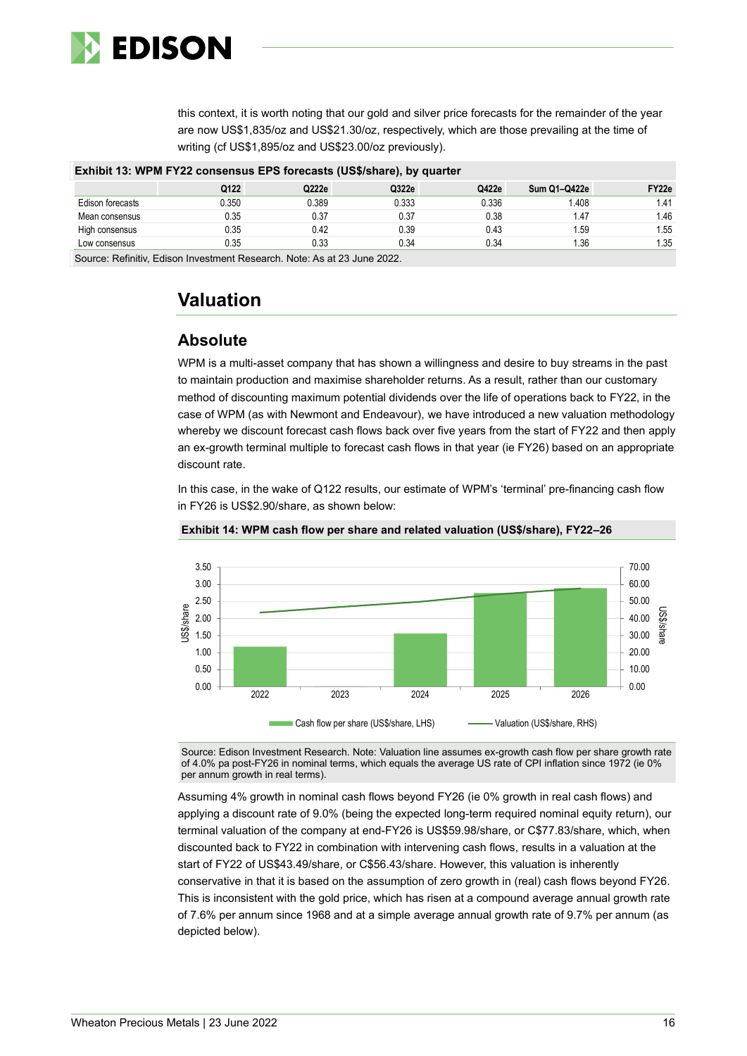this context, it is worth noting that our gold and silver price forecasts for the remainder of the year are now US$1,835/oz and US$21.30/oz, respectively, which are those prevailing at the time of writing (cf US$1,895/oz and US$23.00/oz previously).

**Exhibit 13: WPM FY22 consensus EPS forecasts (US$/share), by quarter**

| | Q122 | Q222e | Q322e | Q422e | Sum Q1–Q422e | FY22e |
|---|---|---|---|---|---|---|
| Edison forecasts | 0.350 | 0.389 | 0.333 | 0.336 | 1.408 | 1.41 |
| Mean consensus | 0.35 | 0.37 | 0.37 | 0.38 | 1.47 | 1.46 |
| High consensus | 0.35 | 0.42 | 0.39 | 0.43 | 1.59 | 1.55 |
| Low consensus | 0.35 | 0.33 | 0.34 | 0.34 | 1.36 | 1.35 |

Source: Refinitiv, Edison Investment Research. Note: As at 23 June 2022.

## Valuation

### Absolute

WPM is a multi-asset company that has shown a willingness and desire to buy streams in the past to maintain production and maximise shareholder returns. As a result, rather than our customary method of discounting maximum potential dividends over the life of operations back to FY22, in the case of WPM (as with Newmont and Endeavour), we have introduced a new valuation methodology whereby we discount forecast cash flows back over five years from the start of FY22 and then apply an ex-growth terminal multiple to forecast cash flows in that year (ie FY26) based on an appropriate discount rate.

In this case, in the wake of Q122 results, our estimate of WPM's 'terminal' pre-financing cash flow in FY26 is US$2.90/share, as shown below:

**Exhibit 14: WPM cash flow per share and related valuation (US$/share), FY22–26**

Source: Edison Investment Research. Note: Valuation line assumes ex-growth cash flow per share growth rate of 4.0% pa post-FY26 in nominal terms, which equals the average US rate of CPI inflation since 1972 (ie 0% per annum growth in real terms).

Assuming 4% growth in nominal cash flows beyond FY26 (ie 0% growth in real cash flows) and applying a discount rate of 9.0% (being the expected long-term required nominal equity return), our terminal valuation of the company at end-FY26 is US$59.98/share, or C$77.83/share, which, when discounted back to FY22 in combination with intervening cash flows, results in a valuation at the start of FY22 of US$43.49/share, or C$56.43/share. However, this valuation is inherently conservative in that it is based on the assumption of zero growth in (real) cash flows beyond FY26. This is inconsistent with the gold price, which has risen at a compound average annual growth rate of 7.6% per annum since 1968 and at a simple average annual growth rate of 9.7% per annum (as depicted below).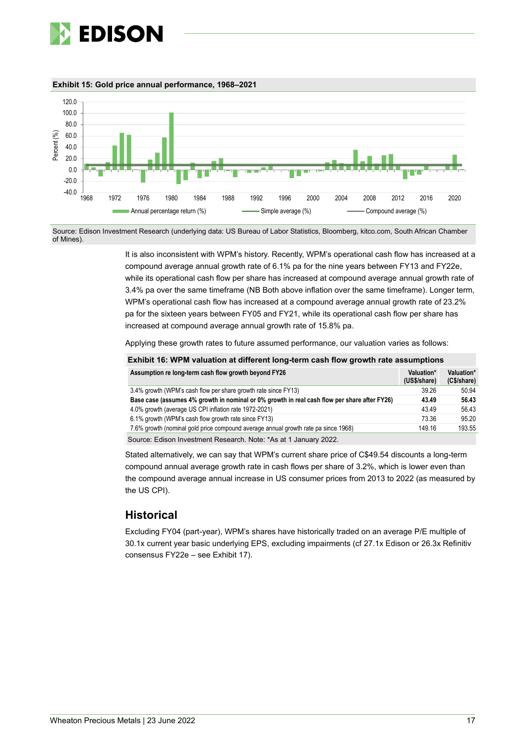**Exhibit 15: Gold price annual performance, 1968–2021**

Source: Edison Investment Research (underlying data: US Bureau of Labor Statistics, Bloomberg, kitco.com, South African Chamber of Mines).

It is also inconsistent with WPM's history. Recently, WPM's operational cash flow has increased at a compound average annual growth rate of 6.1% pa for the nine years between FY13 and FY22e, while its operational cash flow per share has increased at compound average annual growth rate of 3.4% pa over the same timeframe (NB Both above inflation over the same timeframe). Longer term, WPM's operational cash flow has increased at a compound average annual growth rate of 23.2% pa for the sixteen years between FY05 and FY21, while its operational cash flow per share has increased at compound average annual growth rate of 15.8% pa.

Applying these growth rates to future assumed performance, our valuation varies as follows:

**Exhibit 16: WPM valuation at different long-term cash flow growth rate assumptions**

| Assumption re long-term cash flow growth beyond FY26 | Valuation* (US$/share) | Valuation* (C$/share) |
|---|---|---|
| 3.4% growth (WPM's cash flow per share growth rate since FY13) | 39.26 | 50.94 |
| **Base case (assumes 4% growth in nominal or 0% growth in real cash flow per share after FY26)** | **43.49** | **56.43** |
| 4.0% growth (average US CPI inflation rate 1972-2021) | 43.49 | 56.43 |
| 6.1% growth (WPM's cash flow growth rate since FY13) | 73.36 | 95.20 |
| 7.6% growth (nominal gold price compound average annual growth rate pa since 1968) | 149.16 | 193.55 |

Source: Edison Investment Research. Note: *As at 1 January 2022.

Stated alternatively, we can say that WPM's current share price of C$49.54 discounts a long-term compound annual average growth rate in cash flows per share of 3.2%, which is lower even than the compound average annual increase in US consumer prices from 2013 to 2022 (as measured by the US CPI).

## Historical

Excluding FY04 (part-year), WPM's shares have historically traded on an average P/E multiple of 30.1x current year basic underlying EPS, excluding impairments (cf 27.1x Edison or 26.3x Refinitiv consensus FY22e – see Exhibit 17).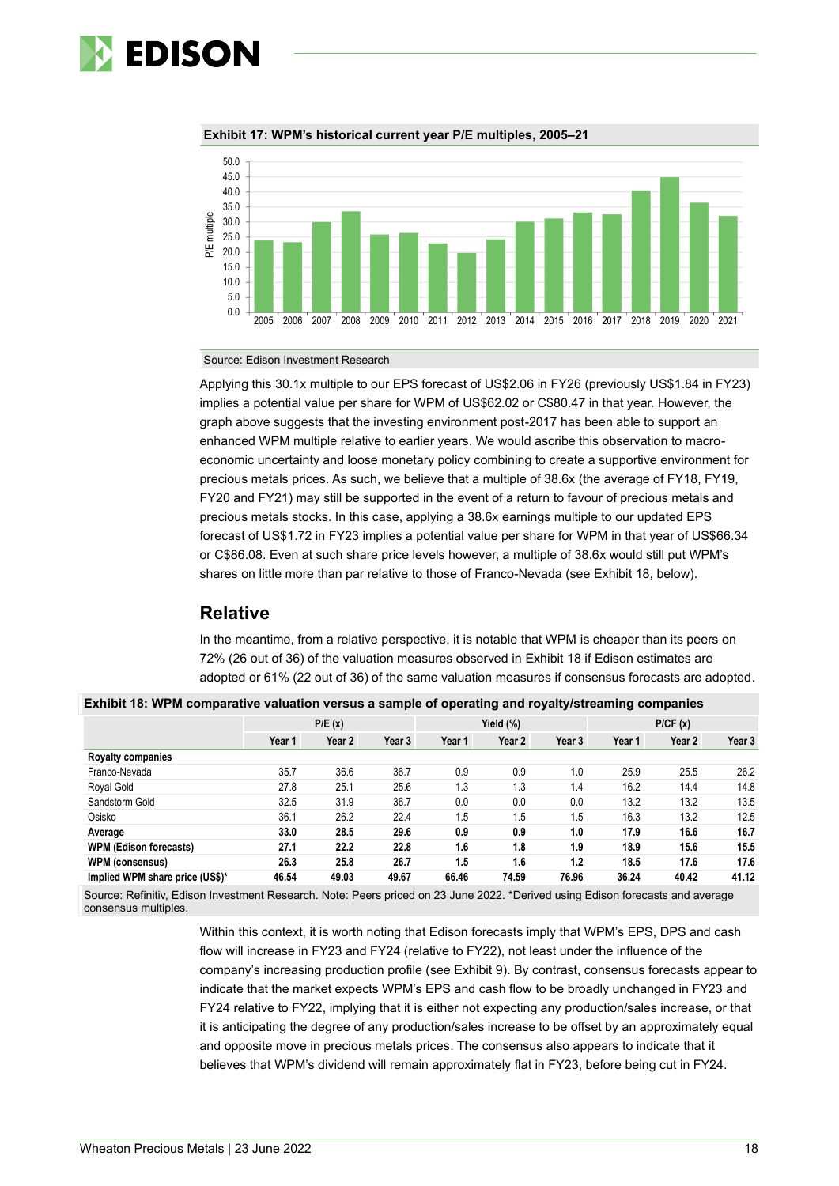**Exhibit 17: WPM's historical current year P/E multiples, 2005–21**

Source: Edison Investment Research

Applying this 30.1x multiple to our EPS forecast of US$2.06 in FY26 (previously US$1.84 in FY23) implies a potential value per share for WPM of US$62.02 or C$80.47 in that year. However, the graph above suggests that the investing environment post-2017 has been able to support an enhanced WPM multiple relative to earlier years. We would ascribe this observation to macro-economic uncertainty and loose monetary policy combining to create a supportive environment for precious metals prices. As such, we believe that a multiple of 38.6x (the average of FY18, FY19, FY20 and FY21) may still be supported in the event of a return to favour of precious metals and precious metals stocks. In this case, applying a 38.6x earnings multiple to our updated EPS forecast of US$1.72 in FY23 implies a potential value per share for WPM in that year of US$66.34 or C$86.08. Even at such share price levels however, a multiple of 38.6x would still put WPM's shares on little more than par relative to those of Franco-Nevada (see Exhibit 18, below).

## Relative

In the meantime, from a relative perspective, it is notable that WPM is cheaper than its peers on 72% (26 out of 36) of the valuation measures observed in Exhibit 18 if Edison estimates are adopted or 61% (22 out of 36) of the same valuation measures if consensus forecasts are adopted.

**Exhibit 18: WPM comparative valuation versus a sample of operating and royalty/streaming companies**

| | P/E (x) | | | Yield (%) | | | P/CF (x) | | |
|---|---|---|---|---|---|---|---|---|---|
| | Year 1 | Year 2 | Year 3 | Year 1 | Year 2 | Year 3 | Year 1 | Year 2 | Year 3 |
| **Royalty companies** | | | | | | | | | |
| Franco-Nevada | 35.7 | 36.6 | 36.7 | 0.9 | 0.9 | 1.0 | 25.9 | 25.5 | 26.2 |
| Royal Gold | 27.8 | 25.1 | 25.6 | 1.3 | 1.3 | 1.4 | 16.2 | 14.4 | 14.8 |
| Sandstorm Gold | 32.5 | 31.9 | 36.7 | 0.0 | 0.0 | 0.0 | 13.2 | 13.2 | 13.5 |
| Osisko | 36.1 | 26.2 | 22.4 | 1.5 | 1.5 | 1.5 | 16.3 | 13.2 | 12.5 |
| **Average** | **33.0** | **28.5** | **29.6** | **0.9** | **0.9** | **1.0** | **17.9** | **16.6** | **16.7** |
| **WPM (Edison forecasts)** | **27.1** | **22.2** | **22.8** | **1.6** | **1.8** | **1.9** | **18.9** | **15.6** | **15.5** |
| **WPM (consensus)** | **26.3** | **25.8** | **26.7** | **1.5** | **1.6** | **1.2** | **18.5** | **17.6** | **17.6** |
| **Implied WPM share price (US$)*** | **46.54** | **49.03** | **49.67** | **66.46** | **74.59** | **76.96** | **36.24** | **40.42** | **41.12** |

Source: Refinitiv, Edison Investment Research. Note: Peers priced on 23 June 2022. *Derived using Edison forecasts and average consensus multiples.

Within this context, it is worth noting that Edison forecasts imply that WPM's EPS, DPS and cash flow will increase in FY23 and FY24 (relative to FY22), not least under the influence of the company's increasing production profile (see Exhibit 9). By contrast, consensus forecasts appear to indicate that the market expects WPM's EPS and cash flow to be broadly unchanged in FY23 and FY24 relative to FY22, implying that it is either not expecting any production/sales increase, or that it is anticipating the degree of any production/sales increase to be offset by an approximately equal and opposite move in precious metals prices. The consensus also appears to indicate that it believes that WPM's dividend will remain approximately flat in FY23, before being cut in FY24.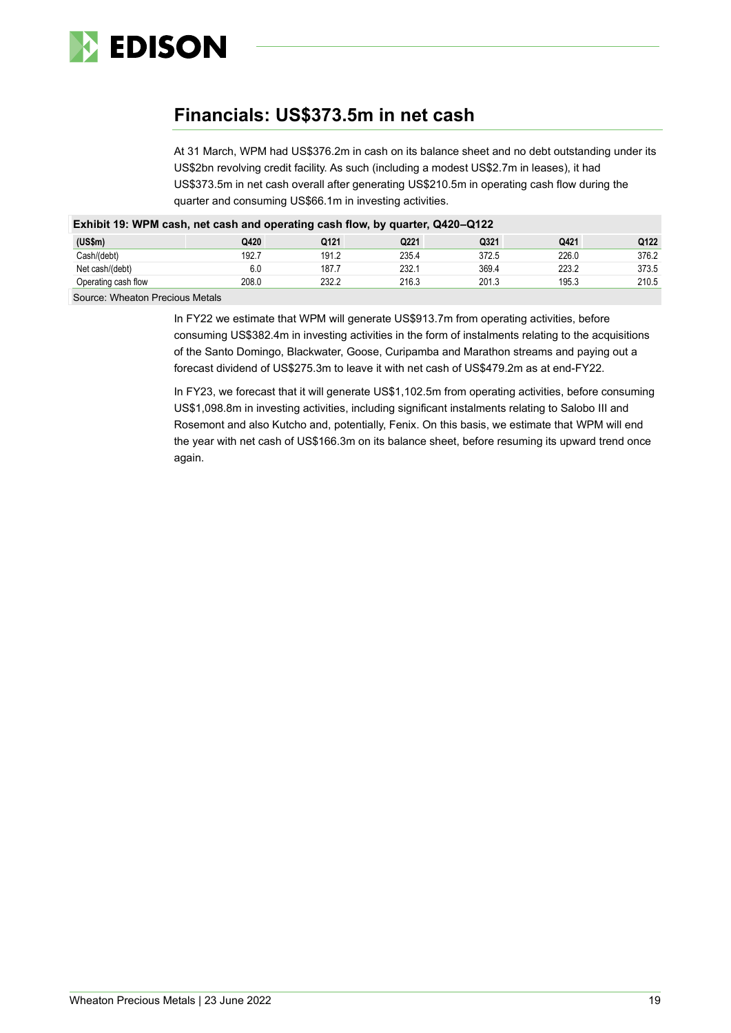## Financials: US$373.5m in net cash

At 31 March, WPM had US$376.2m in cash on its balance sheet and no debt outstanding under its US$2bn revolving credit facility. As such (including a modest US$2.7m in leases), it had US$373.5m in net cash overall after generating US$210.5m in operating cash flow during the quarter and consuming US$66.1m in investing activities.

**Exhibit 19: WPM cash, net cash and operating cash flow, by quarter, Q420–Q122**

| (US$m) | Q420 | Q121 | Q221 | Q321 | Q421 | Q122 |
|---|---|---|---|---|---|---|
| Cash/(debt) | 192.7 | 191.2 | 235.4 | 372.5 | 226.0 | 376.2 |
| Net cash/(debt) | 6.0 | 187.7 | 232.1 | 369.4 | 223.2 | 373.5 |
| Operating cash flow | 208.0 | 232.2 | 216.3 | 201.3 | 195.3 | 210.5 |

Source: Wheaton Precious Metals

In FY22 we estimate that WPM will generate US$913.7m from operating activities, before consuming US$382.4m in investing activities in the form of instalments relating to the acquisitions of the Santo Domingo, Blackwater, Goose, Curipamba and Marathon streams and paying out a forecast dividend of US$275.3m to leave it with net cash of US$479.2m as at end-FY22.

In FY23, we forecast that it will generate US$1,102.5m from operating activities, before consuming US$1,098.8m in investing activities, including significant instalments relating to Salobo III and Rosemont and also Kutcho and, potentially, Fenix. On this basis, we estimate that WPM will end the year with net cash of US$166.3m on its balance sheet, before resuming its upward trend once again.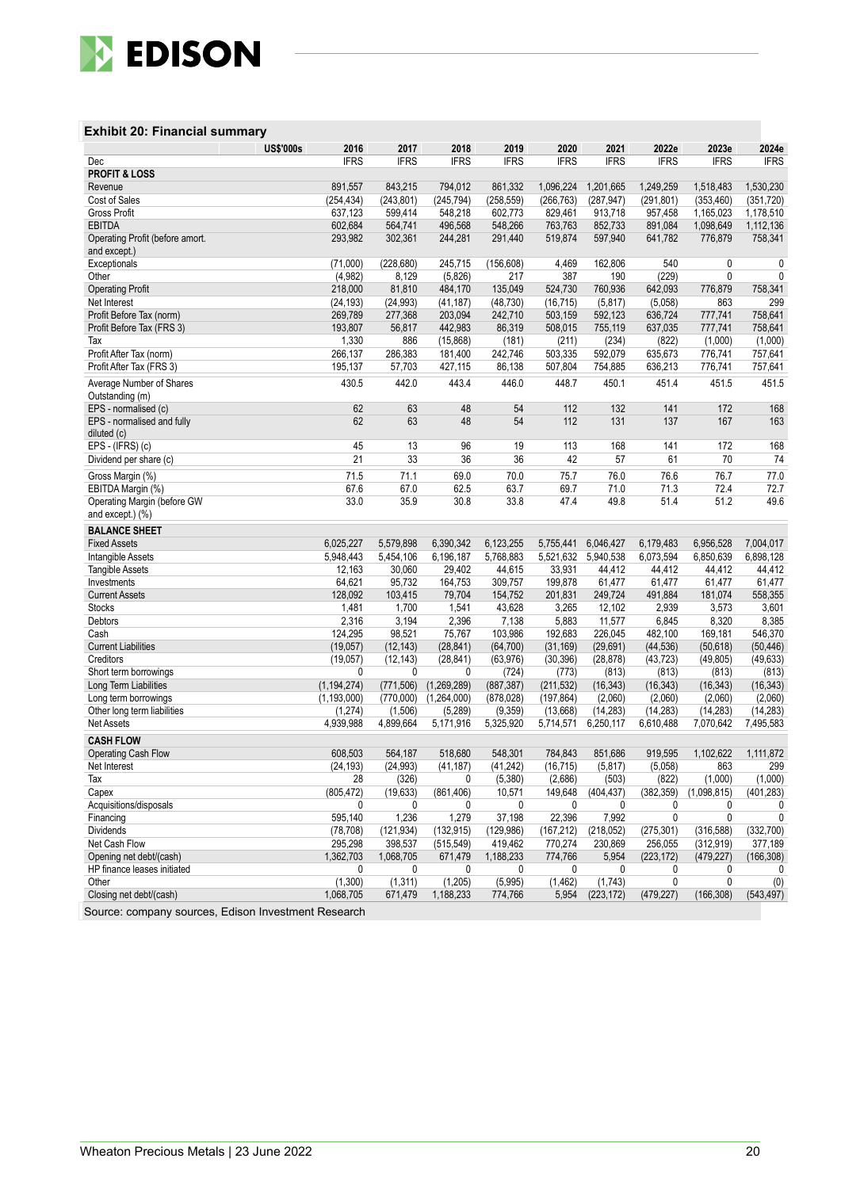### Exhibit 20: Financial summary

| US$'000s | 2016 | 2017 | 2018 | 2019 | 2020 | 2021 | 2022e | 2023e | 2024e |
|---|---|---|---|---|---|---|---|---|---|
| Dec | IFRS | IFRS | IFRS | IFRS | IFRS | IFRS | IFRS | IFRS | IFRS |
| **PROFIT & LOSS** | | | | | | | | | |
| Revenue | 891,557 | 843,215 | 794,012 | 861,332 | 1,096,224 | 1,201,665 | 1,249,259 | 1,518,483 | 1,530,230 |
| Cost of Sales | (254,434) | (243,801) | (245,794) | (258,559) | (266,763) | (287,947) | (291,801) | (353,460) | (351,720) |
| Gross Profit | 637,123 | 599,414 | 548,218 | 602,773 | 829,461 | 913,718 | 957,458 | 1,165,023 | 1,178,510 |
| EBITDA | 602,684 | 564,741 | 496,568 | 548,266 | 763,763 | 852,733 | 891,084 | 1,098,649 | 1,112,136 |
| Operating Profit (before amort. and except.) | 293,982 | 302,361 | 244,281 | 291,440 | 519,874 | 597,940 | 641,782 | 776,879 | 758,341 |
| Exceptionals | (71,000) | (228,680) | 245,715 | (156,608) | 4,469 | 162,806 | 540 | 0 | 0 |
| Other | (4,982) | 8,129 | (5,826) | 217 | 387 | 190 | (229) | 0 | 0 |
| Operating Profit | 218,000 | 81,810 | 484,170 | 135,049 | 524,730 | 760,936 | 642,093 | 776,879 | 758,341 |
| Net Interest | (24,193) | (24,993) | (41,187) | (48,730) | (16,715) | (5,817) | (5,058) | 863 | 299 |
| Profit Before Tax (norm) | 269,789 | 277,368 | 203,094 | 242,710 | 503,159 | 592,123 | 636,724 | 777,741 | 758,641 |
| Profit Before Tax (FRS 3) | 193,807 | 56,817 | 442,983 | 86,319 | 508,015 | 755,119 | 637,035 | 777,741 | 758,641 |
| Tax | 1,330 | 886 | (15,868) | (181) | (211) | (234) | (822) | (1,000) | (1,000) |
| Profit After Tax (norm) | 266,137 | 286,383 | 181,400 | 242,746 | 503,335 | 592,079 | 635,673 | 776,741 | 757,641 |
| Profit After Tax (FRS 3) | 195,137 | 57,703 | 427,115 | 86,138 | 507,804 | 754,885 | 636,213 | 776,741 | 757,641 |
| Average Number of Shares Outstanding (m) | 430.5 | 442.0 | 443.4 | 446.0 | 448.7 | 450.1 | 451.4 | 451.5 | 451.5 |
| EPS - normalised (c) | 62 | 63 | 48 | 54 | 112 | 132 | 141 | 172 | 168 |
| EPS - normalised and fully diluted (c) | 62 | 63 | 48 | 54 | 112 | 131 | 137 | 167 | 163 |
| EPS - (IFRS) (c) | 45 | 13 | 96 | 19 | 113 | 168 | 141 | 172 | 168 |
| Dividend per share (c) | 21 | 33 | 36 | 36 | 42 | 57 | 61 | 70 | 74 |
| Gross Margin (%) | 71.5 | 71.1 | 69.0 | 70.0 | 75.7 | 76.0 | 76.6 | 76.7 | 77.0 |
| EBITDA Margin (%) | 67.6 | 67.0 | 62.5 | 63.7 | 69.7 | 71.0 | 71.3 | 72.4 | 72.7 |
| Operating Margin (before GW and except.) (%) | 33.0 | 35.9 | 30.8 | 33.8 | 47.4 | 49.8 | 51.4 | 51.2 | 49.6 |
| **BALANCE SHEET** | | | | | | | | | |
| Fixed Assets | 6,025,227 | 5,579,898 | 6,390,342 | 6,123,255 | 5,755,441 | 6,046,427 | 6,179,483 | 6,956,528 | 7,004,017 |
| Intangible Assets | 5,948,443 | 5,454,106 | 6,196,187 | 5,768,883 | 5,521,632 | 5,940,538 | 6,073,594 | 6,850,639 | 6,898,128 |
| Tangible Assets | 12,163 | 30,060 | 29,402 | 44,615 | 33,931 | 44,412 | 44,412 | 44,412 | 44,412 |
| Investments | 64,621 | 95,732 | 164,753 | 309,757 | 199,878 | 61,477 | 61,477 | 61,477 | 61,477 |
| Current Assets | 128,092 | 103,415 | 79,704 | 154,752 | 201,831 | 249,724 | 491,884 | 181,074 | 558,355 |
| Stocks | 1,481 | 1,700 | 1,541 | 43,628 | 3,265 | 12,102 | 2,939 | 3,573 | 3,601 |
| Debtors | 2,316 | 3,194 | 2,396 | 7,138 | 5,883 | 11,577 | 6,845 | 8,320 | 8,385 |
| Cash | 124,295 | 98,521 | 75,767 | 103,986 | 192,683 | 226,045 | 482,100 | 169,181 | 546,370 |
| Current Liabilities | (19,057) | (12,143) | (28,841) | (64,700) | (31,169) | (29,691) | (44,536) | (50,618) | (50,446) |
| Creditors | (19,057) | (12,143) | (28,841) | (63,976) | (30,396) | (28,878) | (43,723) | (49,805) | (49,633) |
| Short term borrowings | 0 | 0 | 0 | (724) | (773) | (813) | (813) | (813) | (813) |
| Long Term Liabilities | (1,194,274) | (771,506) | (1,269,289) | (887,387) | (211,532) | (16,343) | (16,343) | (16,343) | (16,343) |
| Long term borrowings | (1,193,000) | (770,000) | (1,264,000) | (878,028) | (197,864) | (2,060) | (2,060) | (2,060) | (2,060) |
| Other long term liabilities | (1,274) | (1,506) | (5,289) | (9,359) | (13,668) | (14,283) | (14,283) | (14,283) | (14,283) |
| Net Assets | 4,939,988 | 4,899,664 | 5,171,916 | 5,325,920 | 5,714,571 | 6,250,117 | 6,610,488 | 7,070,642 | 7,495,583 |
| **CASH FLOW** | | | | | | | | | |
| Operating Cash Flow | 608,503 | 564,187 | 518,680 | 548,301 | 784,843 | 851,686 | 919,595 | 1,102,622 | 1,111,872 |
| Net Interest | (24,193) | (24,993) | (41,187) | (41,242) | (16,715) | (5,817) | (5,058) | 863 | 299 |
| Tax | 28 | (326) | 0 | (5,380) | (2,686) | (503) | (822) | (1,000) | (1,000) |
| Capex | (805,472) | (19,633) | (861,406) | 10,571 | 149,648 | (404,437) | (382,359) | (1,098,815) | (401,283) |
| Acquisitions/disposals | 0 | 0 | 0 | 0 | 0 | 0 | 0 | 0 | 0 |
| Financing | 595,140 | 1,236 | 1,279 | 37,198 | 22,396 | 7,992 | 0 | 0 | 0 |
| Dividends | (78,708) | (121,934) | (132,915) | (129,986) | (167,212) | (218,052) | (275,301) | (316,588) | (332,700) |
| Net Cash Flow | 295,298 | 398,537 | (515,549) | 419,462 | 770,274 | 230,869 | 256,055 | (312,919) | 377,189 |
| Opening net debt/(cash) | 1,362,703 | 1,068,705 | 671,479 | 1,188,233 | 774,766 | 5,954 | (223,172) | (479,227) | (166,308) |
| HP finance leases initiated | 0 | 0 | 0 | 0 | 0 | 0 | 0 | 0 | 0 |
| Other | (1,300) | (1,311) | (1,205) | (5,995) | (1,462) | (1,743) | 0 | 0 | (0) |
| Closing net debt/(cash) | 1,068,705 | 671,479 | 1,188,233 | 774,766 | 5,954 | (223,172) | (479,227) | (166,308) | (543,497) |

Source: company sources, Edison Investment Research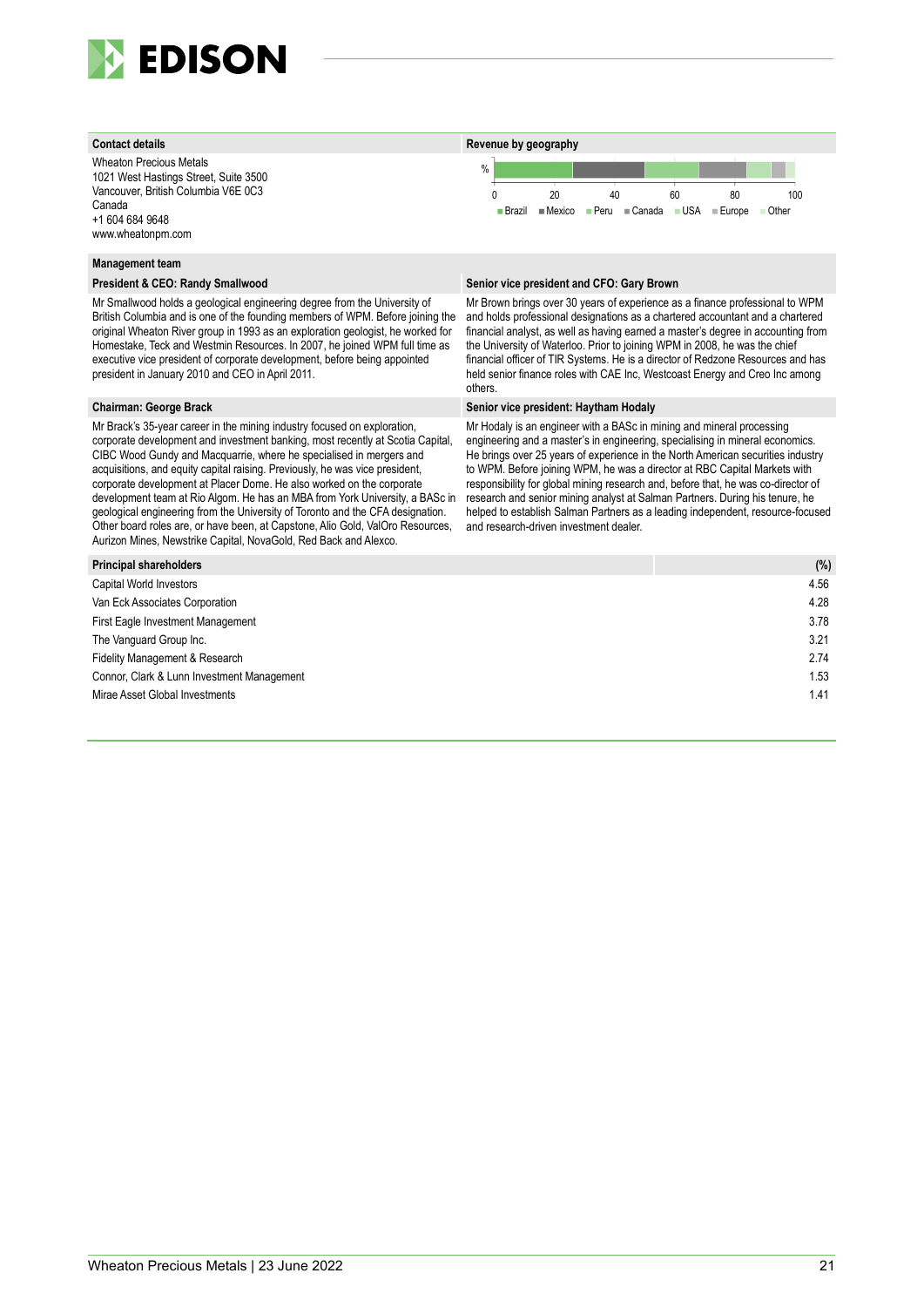**Contact details**

Wheaton Precious Metals
1021 West Hastings Street, Suite 3500
Vancouver, British Columbia V6E 0C3
Canada
+1 604 684 9648
www.wheatonpm.com

**Revenue by geography**

% (0–100): Brazil, Mexico, Peru, Canada, USA, Europe, Other

**Management team**

**President & CEO: Randy Smallwood**

Mr Smallwood holds a geological engineering degree from the University of British Columbia and is one of the founding members of WPM. Before joining the original Wheaton River group in 1993 as an exploration geologist, he worked for Homestake, Teck and Westmin Resources. In 2007, he joined WPM full time as executive vice president of corporate development, before being appointed president in January 2010 and CEO in April 2011.

**Senior vice president and CFO: Gary Brown**

Mr Brown brings over 30 years of experience as a finance professional to WPM and holds professional designations as a chartered accountant and a chartered financial analyst, as well as having earned a master's degree in accounting from the University of Waterloo. Prior to joining WPM in 2008, he was the chief financial officer of TIR Systems. He is a director of Redzone Resources and has held senior finance roles with CAE Inc, Westcoast Energy and Creo Inc among others.

**Chairman: George Brack**

Mr Brack's 35-year career in the mining industry focused on exploration, corporate development and investment banking, most recently at Scotia Capital, CIBC Wood Gundy and Macquarrie, where he specialised in mergers and acquisitions, and equity capital raising. Previously, he was vice president, corporate development at Placer Dome. He also worked on the corporate development team at Rio Algom. He has an MBA from York University, a BASc in geological engineering from the University of Toronto and the CFA designation. Other board roles are, or have been, at Capstone, Alio Gold, ValOro Resources, Aurizon Mines, Newstrike Capital, NovaGold, Red Back and Alexco.

**Senior vice president: Haytham Hodaly**

Mr Hodaly is an engineer with a BASc in mining and mineral processing engineering and a master's in engineering, specialising in mineral economics. He brings over 25 years of experience in the North American securities industry to WPM. Before joining WPM, he was a director at RBC Capital Markets with responsibility for global mining research and, before that, he was co-director of research and senior mining analyst at Salman Partners. During his tenure, he helped to establish Salman Partners as a leading independent, resource-focused and research-driven investment dealer.

| Principal shareholders | (%) |
|---|---|
| Capital World Investors | 4.56 |
| Van Eck Associates Corporation | 4.28 |
| First Eagle Investment Management | 3.78 |
| The Vanguard Group Inc. | 3.21 |
| Fidelity Management & Research | 2.74 |
| Connor, Clark & Lunn Investment Management | 1.53 |
| Mirae Asset Global Investments | 1.41 |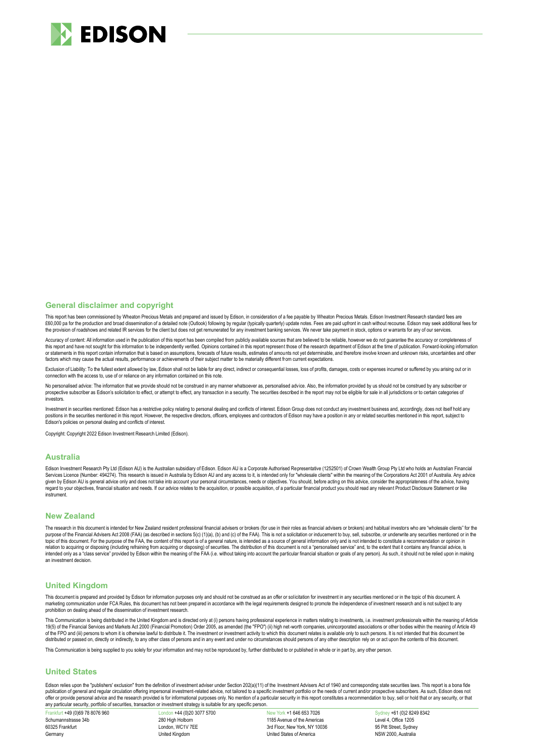## General disclaimer and copyright

This report has been commissioned by Wheaton Precious Metals and prepared and issued by Edison, in consideration of a fee payable by Wheaton Precious Metals. Edison Investment Research standard fees are £60,000 pa for the production and broad dissemination of a detailed note (Outlook) following by regular (typically quarterly) update notes. Fees are paid upfront in cash without recourse. Edison may seek additional fees for the provision of roadshows and related IR services for the client but does not get remunerated for any investment banking services. We never take payment in stock, options or warrants for any of our services.

Accuracy of content: All information used in the publication of this report has been compiled from publicly available sources that are believed to be reliable, however we do not guarantee the accuracy or completeness of this report and have not sought for this information to be independently verified. Opinions contained in this report represent those of the research department of Edison at the time of publication. Forward-looking information or statements in this report contain information that is based on assumptions, forecasts of future results, estimates of amounts not yet determinable, and therefore involve known and unknown risks, uncertainties and other factors which may cause the actual results, performance or achievements of their subject matter to be materially different from current expectations.

Exclusion of Liability: To the fullest extent allowed by law, Edison shall not be liable for any direct, indirect or consequential losses, loss of profits, damages, costs or expenses incurred or suffered by you arising out or in connection with the access to, use of or reliance on any information contained on this note.

No personalised advice: The information that we provide should not be construed in any manner whatsoever as, personalised advice. Also, the information provided by us should not be construed by any subscriber or prospective subscriber as Edison's solicitation to effect, or attempt to effect, any transaction in a security. The securities described in the report may not be eligible for sale in all jurisdictions or to certain categories of investors.

Investment in securities mentioned: Edison has a restrictive policy relating to personal dealing and conflicts of interest. Edison Group does not conduct any investment business and, accordingly, does not itself hold any positions in the securities mentioned in this report. However, the respective directors, officers, employees and contractors of Edison may have a position in any or related securities mentioned in this report, subject to Edison's policies on personal dealing and conflicts of interest.

Copyright: Copyright 2022 Edison Investment Research Limited (Edison).

## Australia

Edison Investment Research Pty Ltd (Edison AU) is the Australian subsidiary of Edison. Edison AU is a Corporate Authorised Representative (1252501) of Crown Wealth Group Pty Ltd who holds an Australian Financial Services Licence (Number: 494274). This research is issued in Australia by Edison AU and any access to it, is intended only for "wholesale clients" within the meaning of the Corporations Act 2001 of Australia. Any advice given by Edison AU is general advice only and does not take into account your personal circumstances, needs or objectives. You should, before acting on this advice, consider the appropriateness of the advice, having regard to your objectives, financial situation and needs. If our advice relates to the acquisition, or possible acquisition, of a particular financial product you should read any relevant Product Disclosure Statement or like instrument.

## New Zealand

The research in this document is intended for New Zealand resident professional financial advisers or brokers (for use in their roles as financial advisers or brokers) and habitual investors who are "wholesale clients" for the purpose of the Financial Advisers Act 2008 (FAA) (as described in sections 5(c) (1)(a), (b) and (c) of the FAA). This is not a solicitation or inducement to buy, sell, subscribe, or underwrite any securities mentioned or in the topic of this document. For the purpose of the FAA, the content of this report is of a general nature, is intended as a source of general information only and is not intended to constitute a recommendation or opinion in relation to acquiring or disposing (including refraining from acquiring or disposing) of securities. The distribution of this document is not a "personalised service" and, to the extent that it contains any financial advice, is intended only as a "class service" provided by Edison within the meaning of the FAA (i.e. without taking into account the particular financial situation or goals of any person). As such, it should not be relied upon in making an investment decision.

## United Kingdom

This document is prepared and provided by Edison for information purposes only and should not be construed as an offer or solicitation for investment in any securities mentioned or in the topic of this document. A marketing communication under FCA Rules, this document has not been prepared in accordance with the legal requirements designed to promote the independence of investment research and is not subject to any prohibition on dealing ahead of the dissemination of investment research.

This Communication is being distributed in the United Kingdom and is directed only at (i) persons having professional experience in matters relating to investments, i.e. investment professionals within the meaning of Article 19(5) of the Financial Services and Markets Act 2000 (Financial Promotion) Order 2005, as amended (the "FPO") (ii) high net-worth companies, unincorporated associations or other bodies within the meaning of Article 49 of the FPO and (iii) persons to whom it is otherwise lawful to distribute it. The investment or investment activity to which this document relates is available only to such persons. It is not intended that this document be distributed or passed on, directly or indirectly, to any other class of persons and in any event and under no circumstances should persons of any other description rely on or act upon the contents of this document.

This Communication is being supplied to you solely for your information and may not be reproduced by, further distributed to or published in whole or in part by, any other person.

## United States

Edison relies upon the "publishers' exclusion" from the definition of investment adviser under Section 202(a)(11) of the Investment Advisers Act of 1940 and corresponding state securities laws. This report is a bona fide publication of general and regular circulation offering impersonal investment-related advice, not tailored to a specific investment portfolio or the needs of current and/or prospective subscribers. As such, Edison does not offer or provide personal advice and the research provided is for informational purposes only. No mention of a particular security in this report constitutes a recommendation to buy, sell or hold that or any security, or that any particular security, portfolio of securities, transaction or investment strategy is suitable for any specific person.

Frankfurt +49 (0)69 78 8076 960
Schumannstrasse 34b
60325 Frankfurt
Germany

London +44 (0)20 3077 5700
280 High Holborn
London, WC1V 7EE
United Kingdom

New York +1 646 653 7026
1185 Avenue of the Americas
3rd Floor, New York, NY 10036
United States of America

Sydney +61 (0)2 8249 8342
Level 4, Office 1205
95 Pitt Street, Sydney
NSW 2000, Australia